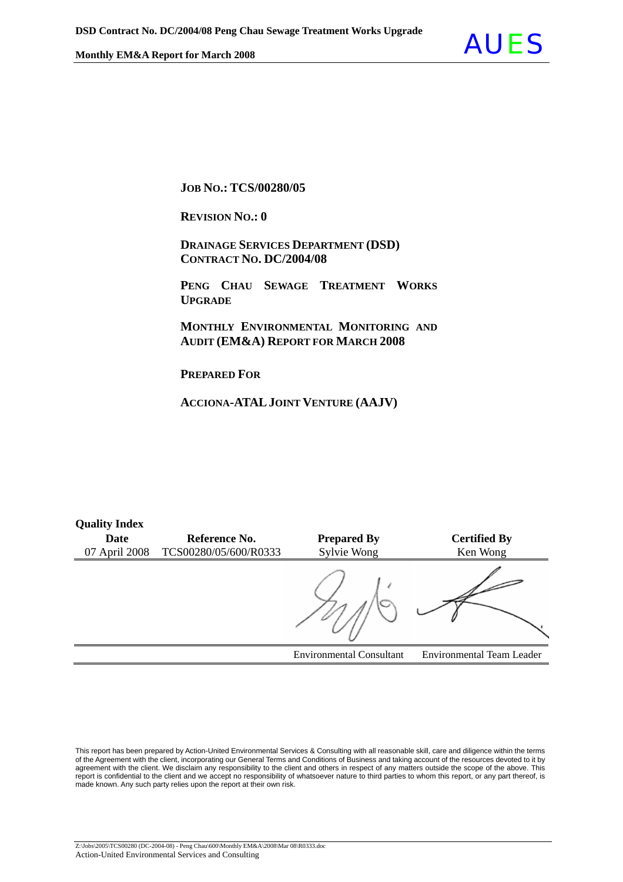**JOB NO.: TCS/00280/05**

**REVISION NO.: 0**

**DRAINAGE SERVICES DEPARTMENT (DSD)**
**CONTRACT NO. DC/2004/08**

**PENG CHAU SEWAGE TREATMENT WORKS UPGRADE**

**MONTHLY ENVIRONMENTAL MONITORING AND AUDIT (EM&A) REPORT FOR MARCH 2008**

**PREPARED FOR**

**ACCIONA-ATAL JOINT VENTURE (AAJV)**

**Quality Index**

| Date | Reference No. | Prepared By | Certified By |
|---|---|---|---|
| 07 April 2008 | TCS00280/05/600/R0333 | Sylvie Wong | Ken Wong |
| | | | |
| | | Environmental Consultant | Environmental Team Leader |

This report has been prepared by Action-United Environmental Services & Consulting with all reasonable skill, care and diligence within the terms of the Agreement with the client, incorporating our General Terms and Conditions of Business and taking account of the resources devoted to it by agreement with the client. We disclaim any responsibility to the client and others in respect of any matters outside the scope of the above. This report is confidential to the client and we accept no responsibility of whatsoever nature to third parties to whom this report, or any part thereof, is made known. Any such party relies upon the report at their own risk.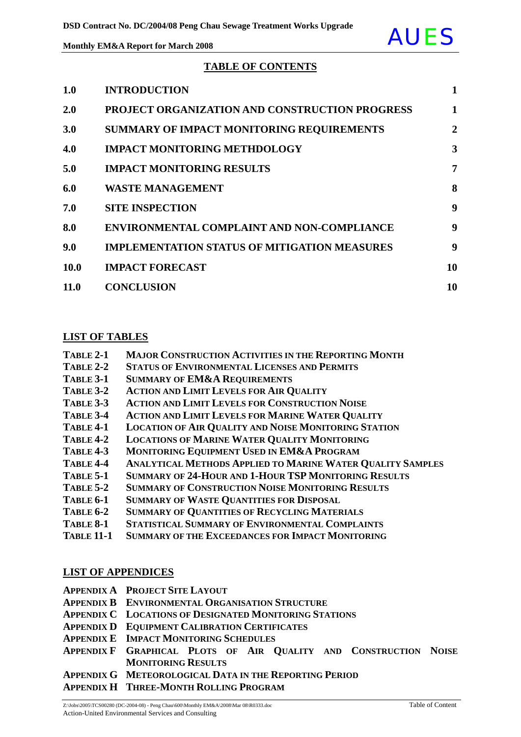## TABLE OF CONTENTS

| | | |
|---|---|---|
| **1.0** | **INTRODUCTION** | **1** |
| **2.0** | **PROJECT ORGANIZATION AND CONSTRUCTION PROGRESS** | **1** |
| **3.0** | **SUMMARY OF IMPACT MONITORING REQUIREMENTS** | **2** |
| **4.0** | **IMPACT MONITORING METHDOLOGY** | **3** |
| **5.0** | **IMPACT MONITORING RESULTS** | **7** |
| **6.0** | **WASTE MANAGEMENT** | **8** |
| **7.0** | **SITE INSPECTION** | **9** |
| **8.0** | **ENVIRONMENTAL COMPLAINT AND NON-COMPLIANCE** | **9** |
| **9.0** | **IMPLEMENTATION STATUS OF MITIGATION MEASURES** | **9** |
| **10.0** | **IMPACT FORECAST** | **10** |
| **11.0** | **CONCLUSION** | **10** |

## LIST OF TABLES

**TABLE 2-1** **MAJOR CONSTRUCTION ACTIVITIES IN THE REPORTING MONTH**
**TABLE 2-2** **STATUS OF ENVIRONMENTAL LICENSES AND PERMITS**
**TABLE 3-1** **SUMMARY OF EM&A REQUIREMENTS**
**TABLE 3-2** **ACTION AND LIMIT LEVELS FOR AIR QUALITY**
**TABLE 3-3** **ACTION AND LIMIT LEVELS FOR CONSTRUCTION NOISE**
**TABLE 3-4** **ACTION AND LIMIT LEVELS FOR MARINE WATER QUALITY**
**TABLE 4-1** **LOCATION OF AIR QUALITY AND NOISE MONITORING STATION**
**TABLE 4-2** **LOCATIONS OF MARINE WATER QUALITY MONITORING**
**TABLE 4-3** **MONITORING EQUIPMENT USED IN EM&A PROGRAM**
**TABLE 4-4** **ANALYTICAL METHODS APPLIED TO MARINE WATER QUALITY SAMPLES**
**TABLE 5-1** **SUMMARY OF 24-HOUR AND 1-HOUR TSP MONITORING RESULTS**
**TABLE 5-2** **SUMMARY OF CONSTRUCTION NOISE MONITORING RESULTS**
**TABLE 6-1** **SUMMARY OF WASTE QUANTITIES FOR DISPOSAL**
**TABLE 6-2** **SUMMARY OF QUANTITIES OF RECYCLING MATERIALS**
**TABLE 8-1** **STATISTICAL SUMMARY OF ENVIRONMENTAL COMPLAINTS**
**TABLE 11-1** **SUMMARY OF THE EXCEEDANCES FOR IMPACT MONITORING**

## LIST OF APPENDICES

**APPENDIX A** **PROJECT SITE LAYOUT**
**APPENDIX B** **ENVIRONMENTAL ORGANISATION STRUCTURE**
**APPENDIX C** **LOCATIONS OF DESIGNATED MONITORING STATIONS**
**APPENDIX D** **EQUIPMENT CALIBRATION CERTIFICATES**
**APPENDIX E** **IMPACT MONITORING SCHEDULES**
**APPENDIX F** **GRAPHICAL PLOTS OF AIR QUALITY AND CONSTRUCTION NOISE MONITORING RESULTS**
**APPENDIX G** **METEOROLOGICAL DATA IN THE REPORTING PERIOD**
**APPENDIX H** **THREE-MONTH ROLLING PROGRAM**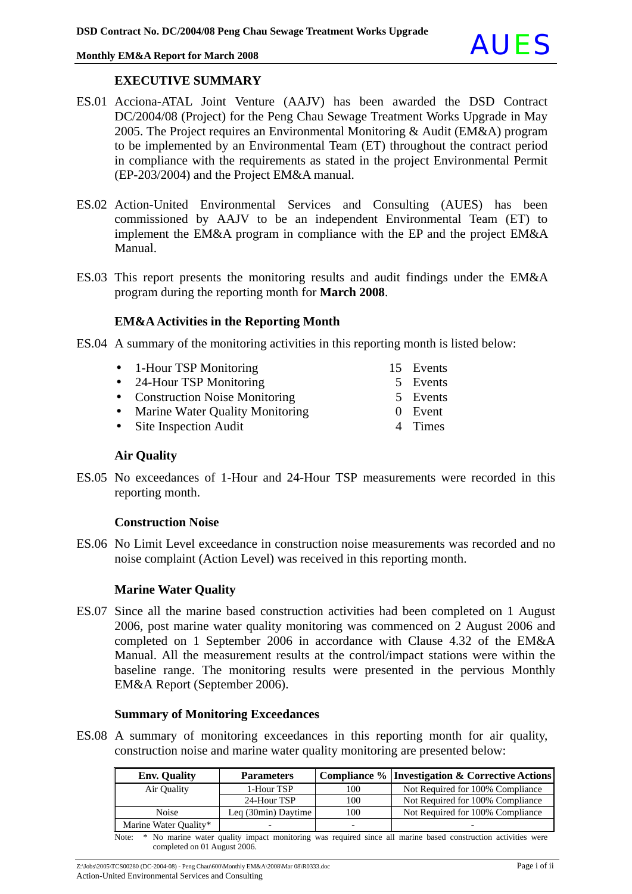## EXECUTIVE SUMMARY

ES.01 Acciona-ATAL Joint Venture (AAJV) has been awarded the DSD Contract DC/2004/08 (Project) for the Peng Chau Sewage Treatment Works Upgrade in May 2005. The Project requires an Environmental Monitoring & Audit (EM&A) program to be implemented by an Environmental Team (ET) throughout the contract period in compliance with the requirements as stated in the project Environmental Permit (EP-203/2004) and the Project EM&A manual.

ES.02 Action-United Environmental Services and Consulting (AUES) has been commissioned by AAJV to be an independent Environmental Team (ET) to implement the EM&A program in compliance with the EP and the project EM&A Manual.

ES.03 This report presents the monitoring results and audit findings under the EM&A program during the reporting month for **March 2008**.

### EM&A Activities in the Reporting Month

ES.04 A summary of the monitoring activities in this reporting month is listed below:

- 1-Hour TSP Monitoring — 15 Events
- 24-Hour TSP Monitoring — 5 Events
- Construction Noise Monitoring — 5 Events
- Marine Water Quality Monitoring — 0 Event
- Site Inspection Audit — 4 Times

### Air Quality

ES.05 No exceedances of 1-Hour and 24-Hour TSP measurements were recorded in this reporting month.

### Construction Noise

ES.06 No Limit Level exceedance in construction noise measurements was recorded and no noise complaint (Action Level) was received in this reporting month.

### Marine Water Quality

ES.07 Since all the marine based construction activities had been completed on 1 August 2006, post marine water quality monitoring was commenced on 2 August 2006 and completed on 1 September 2006 in accordance with Clause 4.32 of the EM&A Manual. All the measurement results at the control/impact stations were within the baseline range. The monitoring results were presented in the pervious Monthly EM&A Report (September 2006).

### Summary of Monitoring Exceedances

ES.08 A summary of monitoring exceedances in this reporting month for air quality, construction noise and marine water quality monitoring are presented below:

| Env. Quality | Parameters | Compliance % | Investigation & Corrective Actions |
|---|---|---|---|
| Air Quality | 1-Hour TSP | 100 | Not Required for 100% Compliance |
| | 24-Hour TSP | 100 | Not Required for 100% Compliance |
| Noise | Leq (30min) Daytime | 100 | Not Required for 100% Compliance |
| Marine Water Quality* | - | - | - |

Note: * No marine water quality impact monitoring was required since all marine based construction activities were completed on 01 August 2006.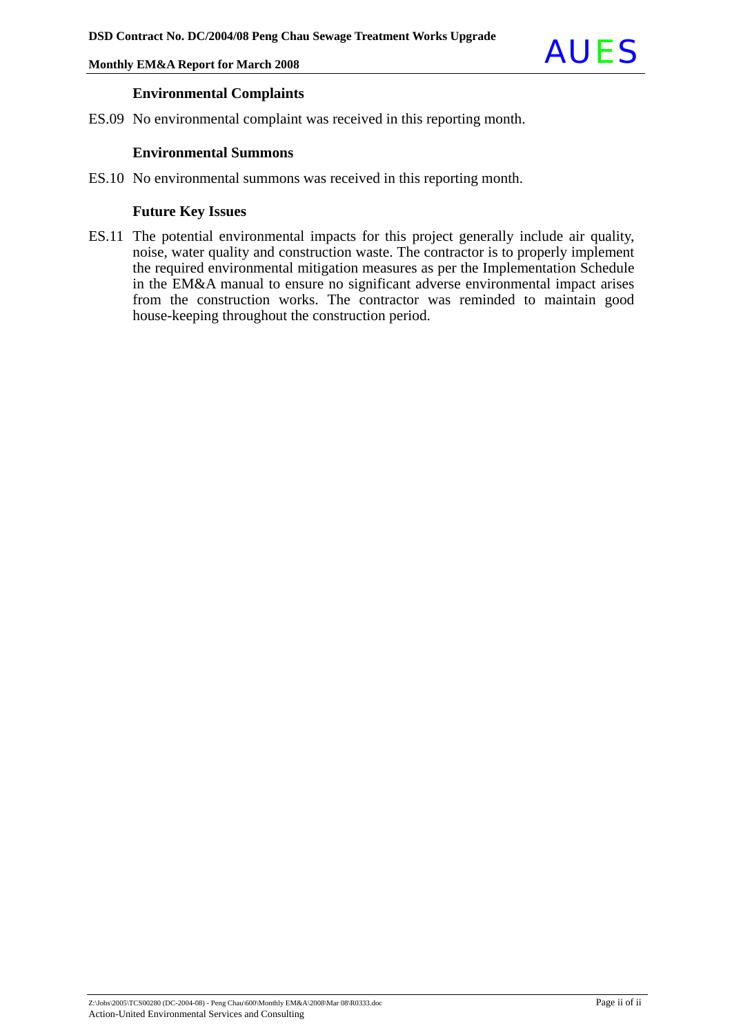### Environmental Complaints

ES.09 No environmental complaint was received in this reporting month.

### Environmental Summons

ES.10 No environmental summons was received in this reporting month.

### Future Key Issues

ES.11 The potential environmental impacts for this project generally include air quality, noise, water quality and construction waste. The contractor is to properly implement the required environmental mitigation measures as per the Implementation Schedule in the EM&A manual to ensure no significant adverse environmental impact arises from the construction works. The contractor was reminded to maintain good house-keeping throughout the construction period.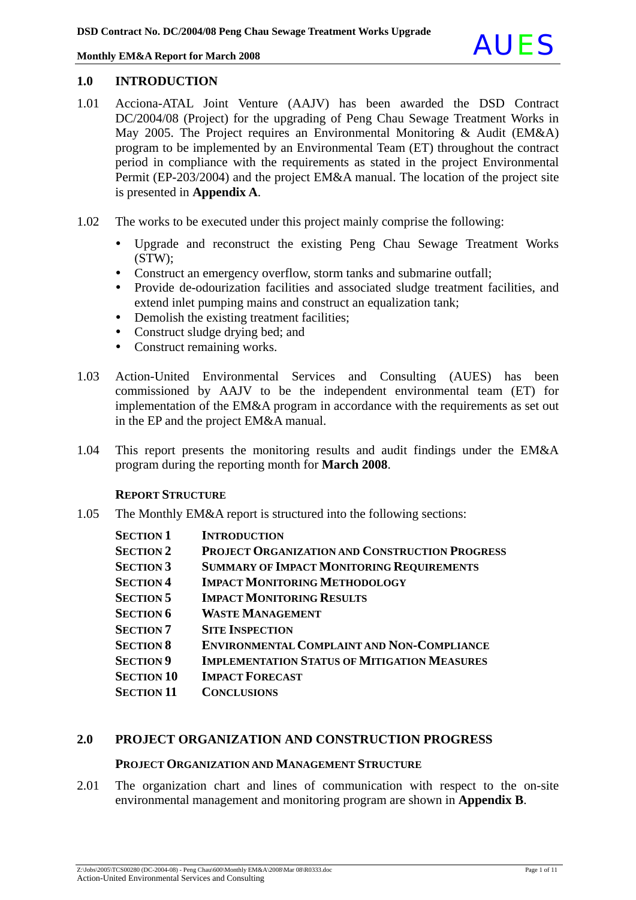## 1.0 INTRODUCTION

1.01 Acciona-ATAL Joint Venture (AAJV) has been awarded the DSD Contract DC/2004/08 (Project) for the upgrading of Peng Chau Sewage Treatment Works in May 2005. The Project requires an Environmental Monitoring & Audit (EM&A) program to be implemented by an Environmental Team (ET) throughout the contract period in compliance with the requirements as stated in the project Environmental Permit (EP-203/2004) and the project EM&A manual. The location of the project site is presented in **Appendix A**.

1.02 The works to be executed under this project mainly comprise the following:

- Upgrade and reconstruct the existing Peng Chau Sewage Treatment Works (STW);
- Construct an emergency overflow, storm tanks and submarine outfall;
- Provide de-odourization facilities and associated sludge treatment facilities, and extend inlet pumping mains and construct an equalization tank;
- Demolish the existing treatment facilities;
- Construct sludge drying bed; and
- Construct remaining works.

1.03 Action-United Environmental Services and Consulting (AUES) has been commissioned by AAJV to be the independent environmental team (ET) for implementation of the EM&A program in accordance with the requirements as set out in the EP and the project EM&A manual.

1.04 This report presents the monitoring results and audit findings under the EM&A program during the reporting month for **March 2008**.

### REPORT STRUCTURE

1.05 The Monthly EM&A report is structured into the following sections:

| | |
|---|---|
| **SECTION 1** | **INTRODUCTION** |
| **SECTION 2** | **PROJECT ORGANIZATION AND CONSTRUCTION PROGRESS** |
| **SECTION 3** | **SUMMARY OF IMPACT MONITORING REQUIREMENTS** |
| **SECTION 4** | **IMPACT MONITORING METHODOLOGY** |
| **SECTION 5** | **IMPACT MONITORING RESULTS** |
| **SECTION 6** | **WASTE MANAGEMENT** |
| **SECTION 7** | **SITE INSPECTION** |
| **SECTION 8** | **ENVIRONMENTAL COMPLAINT AND NON-COMPLIANCE** |
| **SECTION 9** | **IMPLEMENTATION STATUS OF MITIGATION MEASURES** |
| **SECTION 10** | **IMPACT FORECAST** |
| **SECTION 11** | **CONCLUSIONS** |

## 2.0 PROJECT ORGANIZATION AND CONSTRUCTION PROGRESS

### PROJECT ORGANIZATION AND MANAGEMENT STRUCTURE

2.01 The organization chart and lines of communication with respect to the on-site environmental management and monitoring program are shown in **Appendix B**.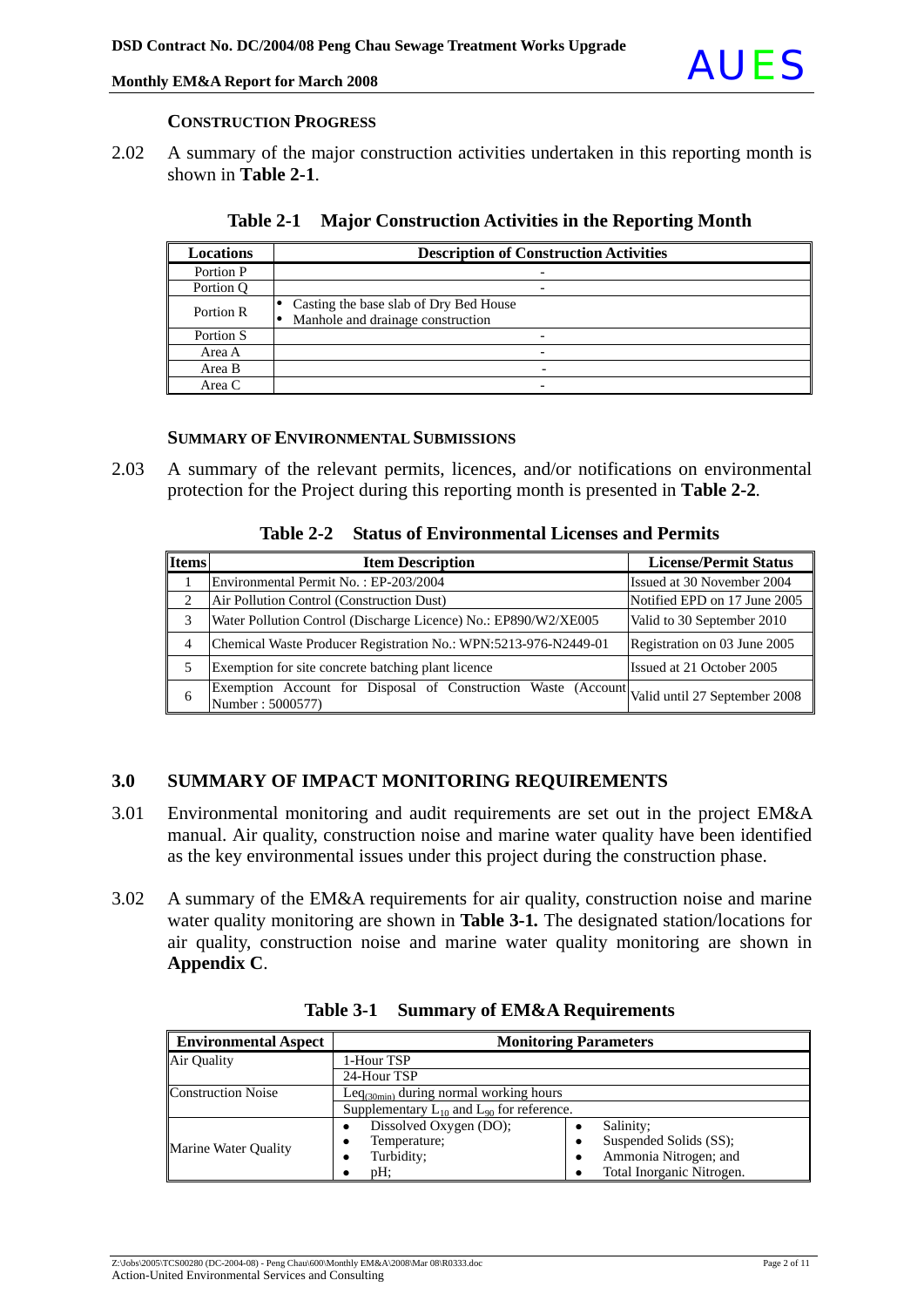### CONSTRUCTION PROGRESS

2.02 A summary of the major construction activities undertaken in this reporting month is shown in **Table 2-1**.

**Table 2-1 Major Construction Activities in the Reporting Month**

| Locations | Description of Construction Activities |
|---|---|
| Portion P | - |
| Portion Q | - |
| Portion R | • Casting the base slab of Dry Bed House<br>• Manhole and drainage construction |
| Portion S | - |
| Area A | - |
| Area B | - |
| Area C | - |

### SUMMARY OF ENVIRONMENTAL SUBMISSIONS

2.03 A summary of the relevant permits, licences, and/or notifications on environmental protection for the Project during this reporting month is presented in **Table 2-2**.

**Table 2-2 Status of Environmental Licenses and Permits**

| Items | Item Description | License/Permit Status |
|---|---|---|
| 1 | Environmental Permit No. : EP-203/2004 | Issued at 30 November 2004 |
| 2 | Air Pollution Control (Construction Dust) | Notified EPD on 17 June 2005 |
| 3 | Water Pollution Control (Discharge Licence) No.: EP890/W2/XE005 | Valid to 30 September 2010 |
| 4 | Chemical Waste Producer Registration No.: WPN:5213-976-N2449-01 | Registration on 03 June 2005 |
| 5 | Exemption for site concrete batching plant licence | Issued at 21 October 2005 |
| 6 | Exemption Account for Disposal of Construction Waste (Account Number : 5000577) | Valid until 27 September 2008 |

## 3.0 SUMMARY OF IMPACT MONITORING REQUIREMENTS

3.01 Environmental monitoring and audit requirements are set out in the project EM&A manual. Air quality, construction noise and marine water quality have been identified as the key environmental issues under this project during the construction phase.

3.02 A summary of the EM&A requirements for air quality, construction noise and marine water quality monitoring are shown in **Table 3-1.** The designated station/locations for air quality, construction noise and marine water quality monitoring are shown in **Appendix C**.

**Table 3-1 Summary of EM&A Requirements**

| Environmental Aspect | Monitoring Parameters | |
|---|---|---|
| Air Quality | 1-Hour TSP | |
| | 24-Hour TSP | |
| Construction Noise | $Leq_{(30min)}$ during normal working hours | |
| | Supplementary $L_{10}$ and $L_{90}$ for reference. | |
| Marine Water Quality | • Dissolved Oxygen (DO);<br>• Temperature;<br>• Turbidity;<br>• pH; | • Salinity;<br>• Suspended Solids (SS);<br>• Ammonia Nitrogen; and<br>• Total Inorganic Nitrogen. |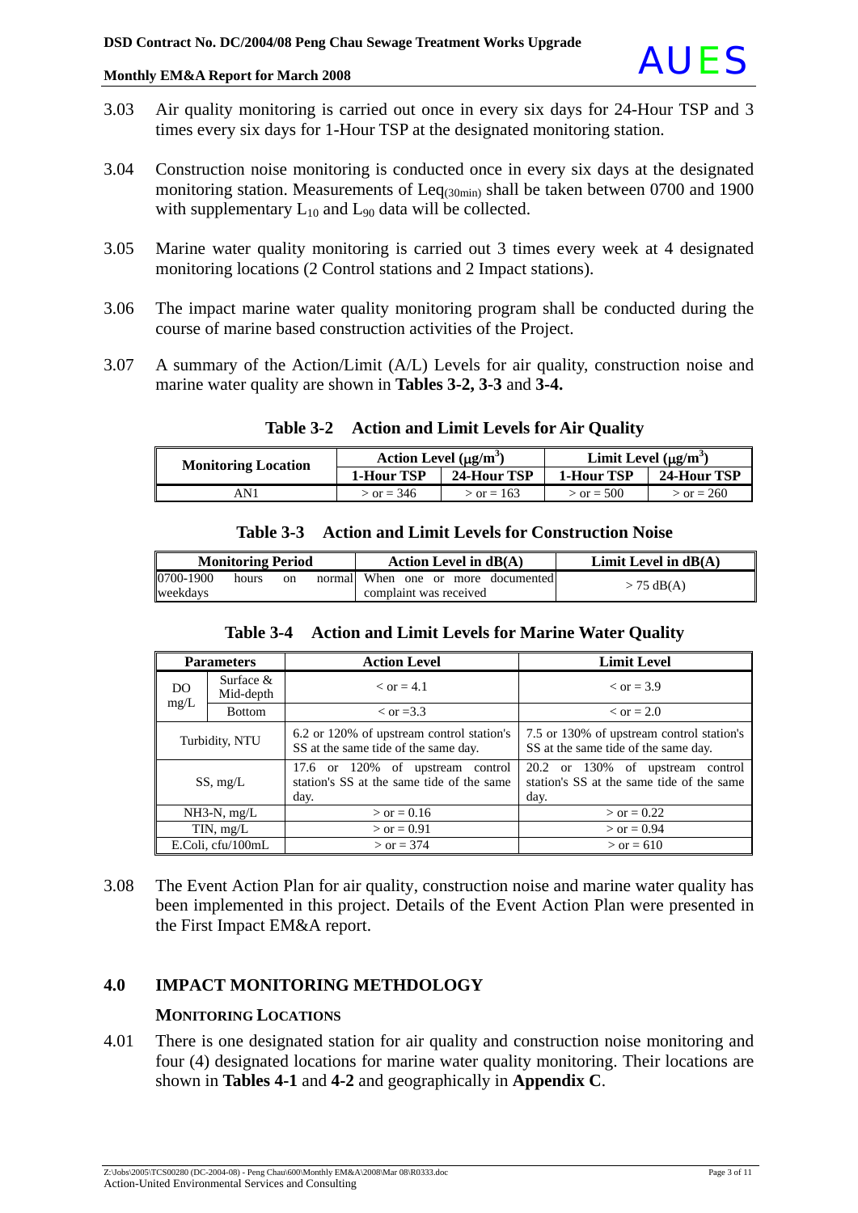3.03 Air quality monitoring is carried out once in every six days for 24-Hour TSP and 3 times every six days for 1-Hour TSP at the designated monitoring station.

3.04 Construction noise monitoring is conducted once in every six days at the designated monitoring station. Measurements of $Leq_{(30min)}$ shall be taken between 0700 and 1900 with supplementary $L_{10}$ and $L_{90}$ data will be collected.

3.05 Marine water quality monitoring is carried out 3 times every week at 4 designated monitoring locations (2 Control stations and 2 Impact stations).

3.06 The impact marine water quality monitoring program shall be conducted during the course of marine based construction activities of the Project.

3.07 A summary of the Action/Limit (A/L) Levels for air quality, construction noise and marine water quality are shown in **Tables 3-2, 3-3** and **3-4.**

**Table 3-2 Action and Limit Levels for Air Quality**

| Monitoring Location | Action Level ($\mu g/m^3$) | | Limit Level ($\mu g/m^3$) | |
|---|---|---|---|---|
| | 1-Hour TSP | 24-Hour TSP | 1-Hour TSP | 24-Hour TSP |
| AN1 | > or = 346 | > or = 163 | > or = 500 | > or = 260 |

**Table 3-3 Action and Limit Levels for Construction Noise**

| Monitoring Period | Action Level in dB(A) | Limit Level in dB(A) |
|---|---|---|
| 0700-1900 hours on normal weekdays | When one or more documented complaint was received | > 75 dB(A) |

**Table 3-4 Action and Limit Levels for Marine Water Quality**

| Parameters | | Action Level | Limit Level |
|---|---|---|---|
| DO mg/L | Surface & Mid-depth | < or = 4.1 | < or = 3.9 |
| | Bottom | < or =3.3 | < or = 2.0 |
| Turbidity, NTU | | 6.2 or 120% of upstream control station's SS at the same tide of the same day. | 7.5 or 130% of upstream control station's SS at the same tide of the same day. |
| SS, mg/L | | 17.6 or 120% of upstream control station's SS at the same tide of the same day. | 20.2 or 130% of upstream control station's SS at the same tide of the same day. |
| $NH_3$-N, mg/L | | > or = 0.16 | > or = 0.22 |
| TIN, mg/L | | > or = 0.91 | > or = 0.94 |
| E.Coli, cfu/100mL | | > or = 374 | > or = 610 |

3.08 The Event Action Plan for air quality, construction noise and marine water quality has been implemented in this project. Details of the Event Action Plan were presented in the First Impact EM&A report.

## 4.0 IMPACT MONITORING METHDOLOGY

### MONITORING LOCATIONS

4.01 There is one designated station for air quality and construction noise monitoring and four (4) designated locations for marine water quality monitoring. Their locations are shown in **Tables 4-1** and **4-2** and geographically in **Appendix C**.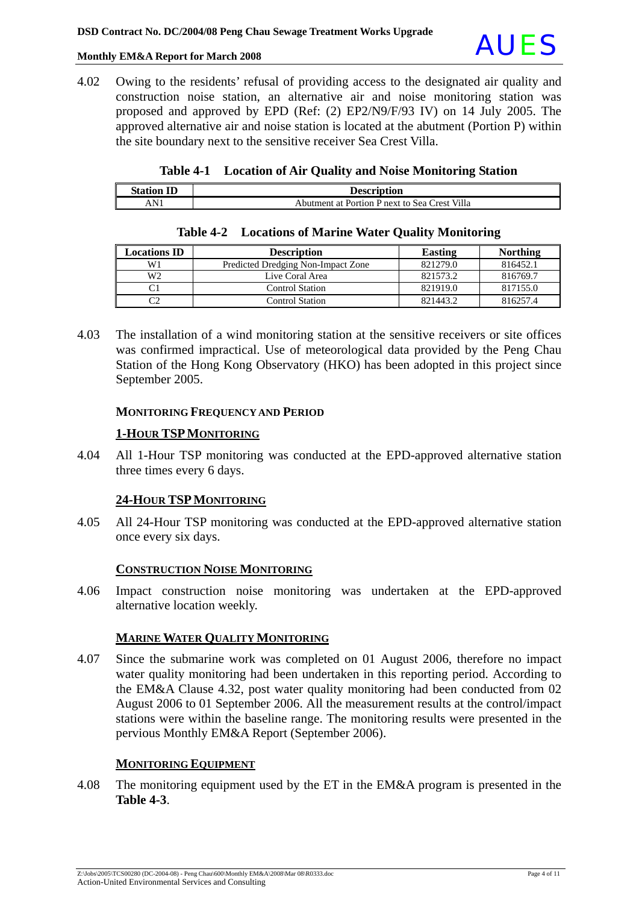4.02 Owing to the residents' refusal of providing access to the designated air quality and construction noise station, an alternative air and noise monitoring station was proposed and approved by EPD (Ref: (2) EP2/N9/F/93 IV) on 14 July 2005. The approved alternative air and noise station is located at the abutment (Portion P) within the site boundary next to the sensitive receiver Sea Crest Villa.

**Table 4-1 Location of Air Quality and Noise Monitoring Station**

| Station ID | Description |
|---|---|
| AN1 | Abutment at Portion P next to Sea Crest Villa |

**Table 4-2 Locations of Marine Water Quality Monitoring**

| Locations ID | Description | Easting | Northing |
|---|---|---|---|
| W1 | Predicted Dredging Non-Impact Zone | 821279.0 | 816452.1 |
| W2 | Live Coral Area | 821573.2 | 816769.7 |
| C1 | Control Station | 821919.0 | 817155.0 |
| C2 | Control Station | 821443.2 | 816257.4 |

4.03 The installation of a wind monitoring station at the sensitive receivers or site offices was confirmed impractical. Use of meteorological data provided by the Peng Chau Station of the Hong Kong Observatory (HKO) has been adopted in this project since September 2005.

### MONITORING FREQUENCY AND PERIOD

#### 1-HOUR TSP MONITORING

4.04 All 1-Hour TSP monitoring was conducted at the EPD-approved alternative station three times every 6 days.

#### 24-HOUR TSP MONITORING

4.05 All 24-Hour TSP monitoring was conducted at the EPD-approved alternative station once every six days.

#### CONSTRUCTION NOISE MONITORING

4.06 Impact construction noise monitoring was undertaken at the EPD-approved alternative location weekly.

#### MARINE WATER QUALITY MONITORING

4.07 Since the submarine work was completed on 01 August 2006, therefore no impact water quality monitoring had been undertaken in this reporting period. According to the EM&A Clause 4.32, post water quality monitoring had been conducted from 02 August 2006 to 01 September 2006. All the measurement results at the control/impact stations were within the baseline range. The monitoring results were presented in the pervious Monthly EM&A Report (September 2006).

#### MONITORING EQUIPMENT

4.08 The monitoring equipment used by the ET in the EM&A program is presented in the **Table 4-3**.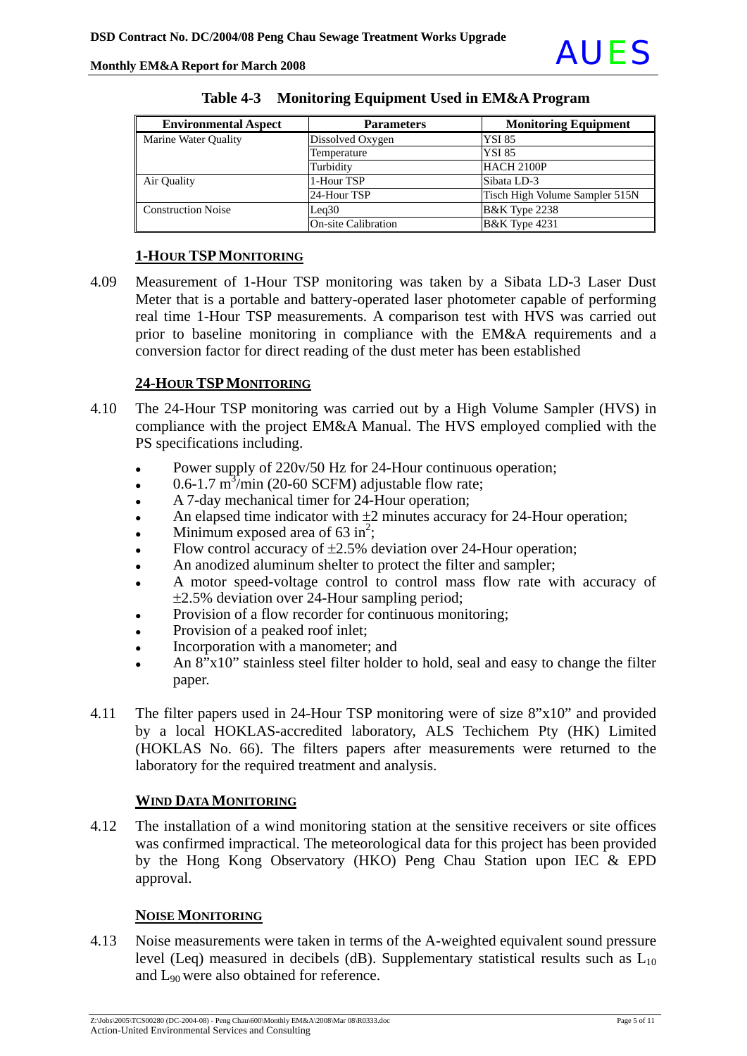**Table 4-3 Monitoring Equipment Used in EM&A Program**

| Environmental Aspect | Parameters | Monitoring Equipment |
|---|---|---|
| Marine Water Quality | Dissolved Oxygen | YSI 85 |
| | Temperature | YSI 85 |
| | Turbidity | HACH 2100P |
| Air Quality | 1-Hour TSP | Sibata LD-3 |
| | 24-Hour TSP | Tisch High Volume Sampler 515N |
| Construction Noise | Leq30 | B&K Type 2238 |
| | On-site Calibration | B&K Type 4231 |

### 1-HOUR TSP MONITORING

4.09 Measurement of 1-Hour TSP monitoring was taken by a Sibata LD-3 Laser Dust Meter that is a portable and battery-operated laser photometer capable of performing real time 1-Hour TSP measurements. A comparison test with HVS was carried out prior to baseline monitoring in compliance with the EM&A requirements and a conversion factor for direct reading of the dust meter has been established

### 24-HOUR TSP MONITORING

4.10 The 24-Hour TSP monitoring was carried out by a High Volume Sampler (HVS) in compliance with the project EM&A Manual. The HVS employed complied with the PS specifications including.

- Power supply of 220v/50 Hz for 24-Hour continuous operation;
- 0.6-1.7 $m^3$/min (20-60 SCFM) adjustable flow rate;
- A 7-day mechanical timer for 24-Hour operation;
- An elapsed time indicator with ±2 minutes accuracy for 24-Hour operation;
- Minimum exposed area of 63 $in^2$;
- Flow control accuracy of ±2.5% deviation over 24-Hour operation;
- An anodized aluminum shelter to protect the filter and sampler;
- A motor speed-voltage control to control mass flow rate with accuracy of ±2.5% deviation over 24-Hour sampling period;
- Provision of a flow recorder for continuous monitoring;
- Provision of a peaked roof inlet;
- Incorporation with a manometer; and
- An 8"x10" stainless steel filter holder to hold, seal and easy to change the filter paper.

4.11 The filter papers used in 24-Hour TSP monitoring were of size 8"x10" and provided by a local HOKLAS-accredited laboratory, ALS Techichem Pty (HK) Limited (HOKLAS No. 66). The filters papers after measurements were returned to the laboratory for the required treatment and analysis.

### WIND DATA MONITORING

4.12 The installation of a wind monitoring station at the sensitive receivers or site offices was confirmed impractical. The meteorological data for this project has been provided by the Hong Kong Observatory (HKO) Peng Chau Station upon IEC & EPD approval.

### NOISE MONITORING

4.13 Noise measurements were taken in terms of the A-weighted equivalent sound pressure level (Leq) measured in decibels (dB). Supplementary statistical results such as $L_{10}$ and $L_{90}$ were also obtained for reference.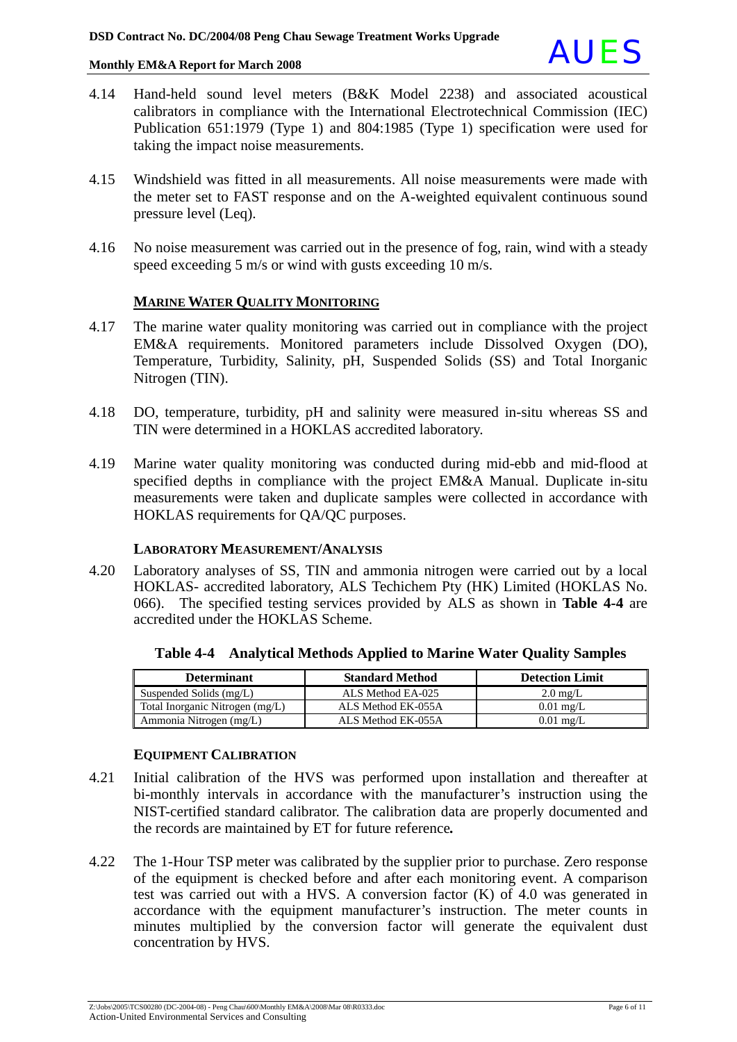4.14 Hand-held sound level meters (B&K Model 2238) and associated acoustical calibrators in compliance with the International Electrotechnical Commission (IEC) Publication 651:1979 (Type 1) and 804:1985 (Type 1) specification were used for taking the impact noise measurements.

4.15 Windshield was fitted in all measurements. All noise measurements were made with the meter set to FAST response and on the A-weighted equivalent continuous sound pressure level (Leq).

4.16 No noise measurement was carried out in the presence of fog, rain, wind with a steady speed exceeding 5 m/s or wind with gusts exceeding 10 m/s.

## MARINE WATER QUALITY MONITORING

4.17 The marine water quality monitoring was carried out in compliance with the project EM&A requirements. Monitored parameters include Dissolved Oxygen (DO), Temperature, Turbidity, Salinity, pH, Suspended Solids (SS) and Total Inorganic Nitrogen (TIN).

4.18 DO, temperature, turbidity, pH and salinity were measured in-situ whereas SS and TIN were determined in a HOKLAS accredited laboratory.

4.19 Marine water quality monitoring was conducted during mid-ebb and mid-flood at specified depths in compliance with the project EM&A Manual. Duplicate in-situ measurements were taken and duplicate samples were collected in accordance with HOKLAS requirements for QA/QC purposes.

### LABORATORY MEASUREMENT/ANALYSIS

4.20 Laboratory analyses of SS, TIN and ammonia nitrogen were carried out by a local HOKLAS- accredited laboratory, ALS Techichem Pty (HK) Limited (HOKLAS No. 066). The specified testing services provided by ALS as shown in **Table 4-4** are accredited under the HOKLAS Scheme.

**Table 4-4 Analytical Methods Applied to Marine Water Quality Samples**

| Determinant | Standard Method | Detection Limit |
|---|---|---|
| Suspended Solids (mg/L) | ALS Method EA-025 | 2.0 mg/L |
| Total Inorganic Nitrogen (mg/L) | ALS Method EK-055A | 0.01 mg/L |
| Ammonia Nitrogen (mg/L) | ALS Method EK-055A | 0.01 mg/L |

### EQUIPMENT CALIBRATION

4.21 Initial calibration of the HVS was performed upon installation and thereafter at bi-monthly intervals in accordance with the manufacturer's instruction using the NIST-certified standard calibrator. The calibration data are properly documented and the records are maintained by ET for future reference**.**

4.22 The 1-Hour TSP meter was calibrated by the supplier prior to purchase. Zero response of the equipment is checked before and after each monitoring event. A comparison test was carried out with a HVS. A conversion factor (K) of 4.0 was generated in accordance with the equipment manufacturer's instruction. The meter counts in minutes multiplied by the conversion factor will generate the equivalent dust concentration by HVS.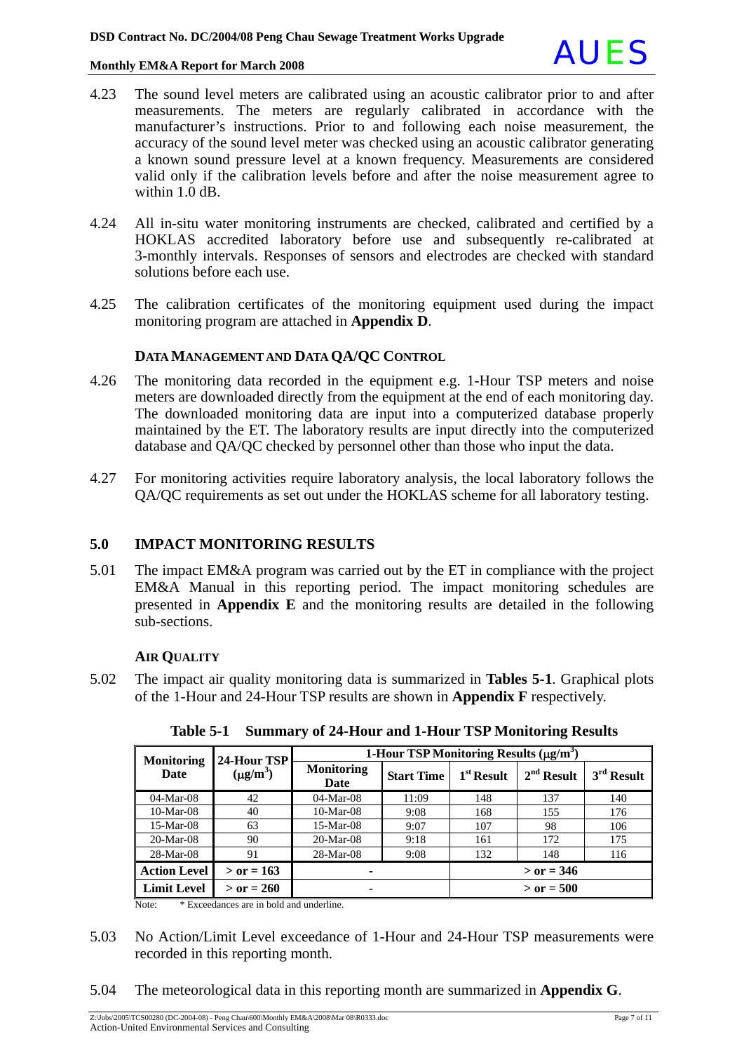4.23 The sound level meters are calibrated using an acoustic calibrator prior to and after measurements. The meters are regularly calibrated in accordance with the manufacturer's instructions. Prior to and following each noise measurement, the accuracy of the sound level meter was checked using an acoustic calibrator generating a known sound pressure level at a known frequency. Measurements are considered valid only if the calibration levels before and after the noise measurement agree to within 1.0 dB.

4.24 All in-situ water monitoring instruments are checked, calibrated and certified by a HOKLAS accredited laboratory before use and subsequently re-calibrated at 3-monthly intervals. Responses of sensors and electrodes are checked with standard solutions before each use.

4.25 The calibration certificates of the monitoring equipment used during the impact monitoring program are attached in **Appendix D**.

### DATA MANAGEMENT AND DATA QA/QC CONTROL

4.26 The monitoring data recorded in the equipment e.g. 1-Hour TSP meters and noise meters are downloaded directly from the equipment at the end of each monitoring day. The downloaded monitoring data are input into a computerized database properly maintained by the ET. The laboratory results are input directly into the computerized database and QA/QC checked by personnel other than those who input the data.

4.27 For monitoring activities require laboratory analysis, the local laboratory follows the QA/QC requirements as set out under the HOKLAS scheme for all laboratory testing.

## 5.0 IMPACT MONITORING RESULTS

5.01 The impact EM&A program was carried out by the ET in compliance with the project EM&A Manual in this reporting period. The impact monitoring schedules are presented in **Appendix E** and the monitoring results are detailed in the following sub-sections.

### AIR QUALITY

5.02 The impact air quality monitoring data is summarized in **Tables 5-1**. Graphical plots of the 1-Hour and 24-Hour TSP results are shown in **Appendix F** respectively.

**Table 5-1 Summary of 24-Hour and 1-Hour TSP Monitoring Results**

| Monitoring Date | 24-Hour TSP ($\mu g/m^3$) | 1-Hour TSP Monitoring Results ($\mu g/m^3$) | | | | |
|---|---|---|---|---|---|---|
| | | Monitoring Date | Start Time | 1st Result | 2nd Result | 3rd Result |
| 04-Mar-08 | 42 | 04-Mar-08 | 11:09 | 148 | 137 | 140 |
| 10-Mar-08 | 40 | 10-Mar-08 | 9:08 | 168 | 155 | 176 |
| 15-Mar-08 | 63 | 15-Mar-08 | 9:07 | 107 | 98 | 106 |
| 20-Mar-08 | 90 | 20-Mar-08 | 9:18 | 161 | 172 | 175 |
| 28-Mar-08 | 91 | 28-Mar-08 | 9:08 | 132 | 148 | 116 |
| **Action Level** | **> or = 163** | - | | **> or = 346** | | |
| **Limit Level** | **> or = 260** | - | | **> or = 500** | | |

Note: * Exceedances are in bold and underline.

5.03 No Action/Limit Level exceedance of 1-Hour and 24-Hour TSP measurements were recorded in this reporting month.

5.04 The meteorological data in this reporting month are summarized in **Appendix G**.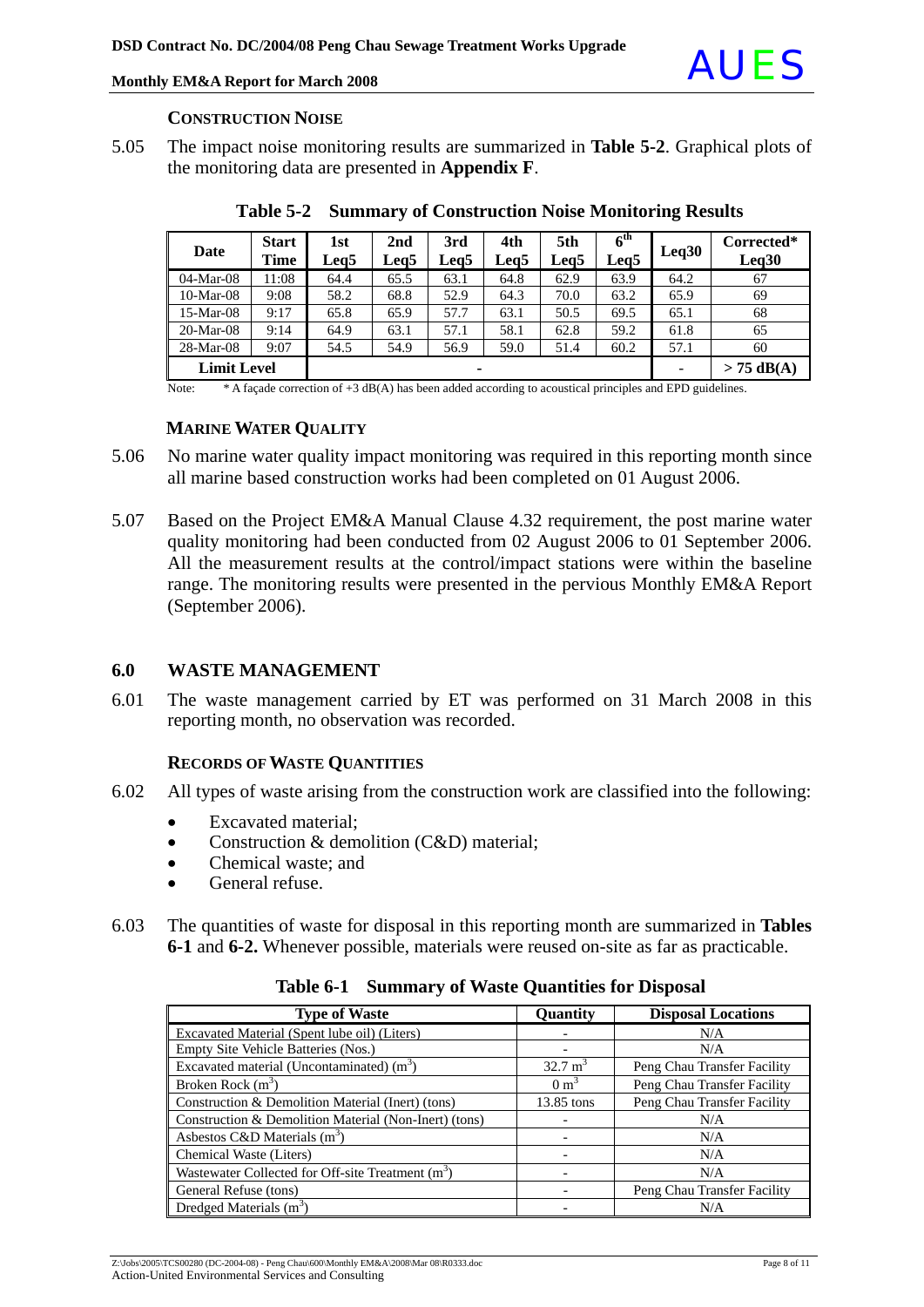**CONSTRUCTION NOISE**

5.05 The impact noise monitoring results are summarized in **Table 5-2**. Graphical plots of the monitoring data are presented in **Appendix F**.

**Table 5-2 Summary of Construction Noise Monitoring Results**

| Date | Start Time | 1st Leq5 | 2nd Leq5 | 3rd Leq5 | 4th Leq5 | 5th Leq5 | 6th Leq5 | Leq30 | Corrected* Leq30 |
|---|---|---|---|---|---|---|---|---|---|
| 04-Mar-08 | 11:08 | 64.4 | 65.5 | 63.1 | 64.8 | 62.9 | 63.9 | 64.2 | 67 |
| 10-Mar-08 | 9:08 | 58.2 | 68.8 | 52.9 | 64.3 | 70.0 | 63.2 | 65.9 | 69 |
| 15-Mar-08 | 9:17 | 65.8 | 65.9 | 57.7 | 63.1 | 50.5 | 69.5 | 65.1 | 68 |
| 20-Mar-08 | 9:14 | 64.9 | 63.1 | 57.1 | 58.1 | 62.8 | 59.2 | 61.8 | 65 |
| 28-Mar-08 | 9:07 | 54.5 | 54.9 | 56.9 | 59.0 | 51.4 | 60.2 | 57.1 | 60 |
| Limit Level | | - | | | | | | - | > 75 dB(A) |

Note: * A façade correction of +3 dB(A) has been added according to acoustical principles and EPD guidelines.

**MARINE WATER QUALITY**

5.06 No marine water quality impact monitoring was required in this reporting month since all marine based construction works had been completed on 01 August 2006.

5.07 Based on the Project EM&A Manual Clause 4.32 requirement, the post marine water quality monitoring had been conducted from 02 August 2006 to 01 September 2006. All the measurement results at the control/impact stations were within the baseline range. The monitoring results were presented in the pervious Monthly EM&A Report (September 2006).

## 6.0 WASTE MANAGEMENT

6.01 The waste management carried by ET was performed on 31 March 2008 in this reporting month, no observation was recorded.

**RECORDS OF WASTE QUANTITIES**

6.02 All types of waste arising from the construction work are classified into the following:

- Excavated material;
- Construction & demolition (C&D) material;
- Chemical waste; and
- General refuse.

6.03 The quantities of waste for disposal in this reporting month are summarized in **Tables 6-1** and **6-2.** Whenever possible, materials were reused on-site as far as practicable.

**Table 6-1 Summary of Waste Quantities for Disposal**

| Type of Waste | Quantity | Disposal Locations |
|---|---|---|
| Excavated Material (Spent lube oil) (Liters) | - | N/A |
| Empty Site Vehicle Batteries (Nos.) | - | N/A |
| Excavated material (Uncontaminated) ($m^3$) | 32.7 $m^3$ | Peng Chau Transfer Facility |
| Broken Rock ($m^3$) | 0 $m^3$ | Peng Chau Transfer Facility |
| Construction & Demolition Material (Inert) (tons) | 13.85 tons | Peng Chau Transfer Facility |
| Construction & Demolition Material (Non-Inert) (tons) | - | N/A |
| Asbestos C&D Materials ($m^3$) | - | N/A |
| Chemical Waste (Liters) | - | N/A |
| Wastewater Collected for Off-site Treatment ($m^3$) | - | N/A |
| General Refuse (tons) | - | Peng Chau Transfer Facility |
| Dredged Materials ($m^3$) | - | N/A |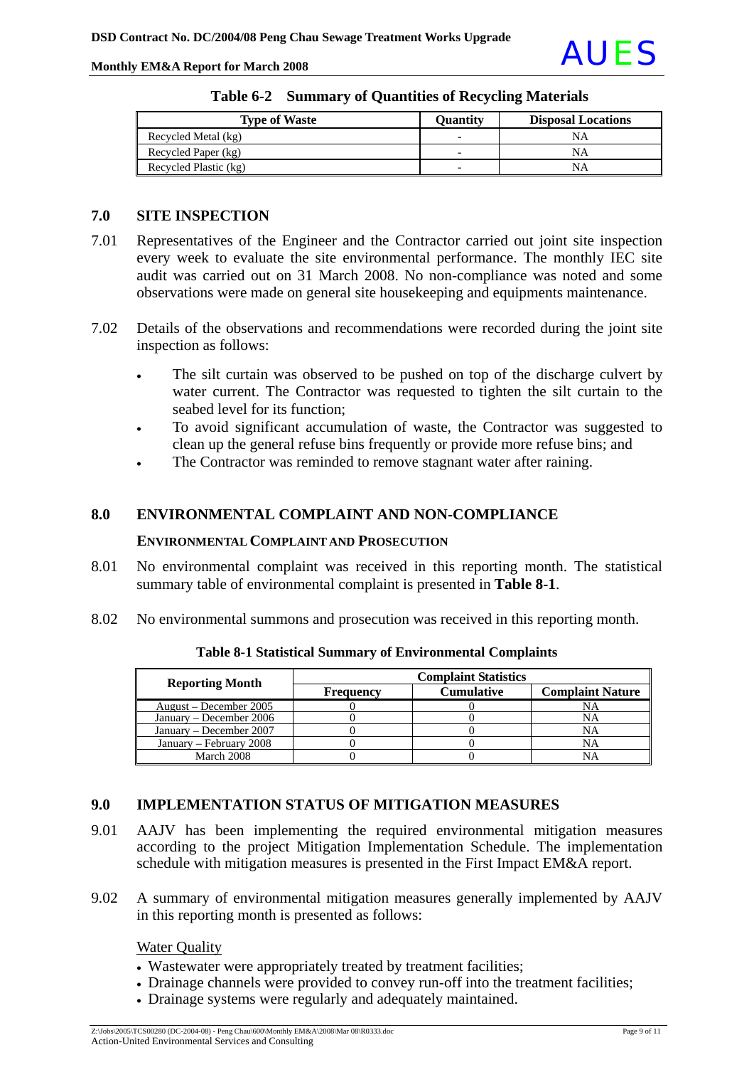**Table 6-2 Summary of Quantities of Recycling Materials**

| Type of Waste | Quantity | Disposal Locations |
|---|---|---|
| Recycled Metal (kg) | - | NA |
| Recycled Paper (kg) | - | NA |
| Recycled Plastic (kg) | - | NA |

## 7.0 SITE INSPECTION

7.01 Representatives of the Engineer and the Contractor carried out joint site inspection every week to evaluate the site environmental performance. The monthly IEC site audit was carried out on 31 March 2008. No non-compliance was noted and some observations were made on general site housekeeping and equipments maintenance.

7.02 Details of the observations and recommendations were recorded during the joint site inspection as follows:

- The silt curtain was observed to be pushed on top of the discharge culvert by water current. The Contractor was requested to tighten the silt curtain to the seabed level for its function;
- To avoid significant accumulation of waste, the Contractor was suggested to clean up the general refuse bins frequently or provide more refuse bins; and
- The Contractor was reminded to remove stagnant water after raining.

## 8.0 ENVIRONMENTAL COMPLAINT AND NON-COMPLIANCE

### ENVIRONMENTAL COMPLAINT AND PROSECUTION

8.01 No environmental complaint was received in this reporting month. The statistical summary table of environmental complaint is presented in **Table 8-1**.

8.02 No environmental summons and prosecution was received in this reporting month.

**Table 8-1 Statistical Summary of Environmental Complaints**

| Reporting Month | Complaint Statistics | | |
|---|---|---|---|
| | Frequency | Cumulative | Complaint Nature |
| August – December 2005 | 0 | 0 | NA |
| January – December 2006 | 0 | 0 | NA |
| January – December 2007 | 0 | 0 | NA |
| January – February 2008 | 0 | 0 | NA |
| March 2008 | 0 | 0 | NA |

## 9.0 IMPLEMENTATION STATUS OF MITIGATION MEASURES

9.01 AAJV has been implementing the required environmental mitigation measures according to the project Mitigation Implementation Schedule. The implementation schedule with mitigation measures is presented in the First Impact EM&A report.

9.02 A summary of environmental mitigation measures generally implemented by AAJV in this reporting month is presented as follows:

Water Quality

- Wastewater were appropriately treated by treatment facilities;
- Drainage channels were provided to convey run-off into the treatment facilities;
- Drainage systems were regularly and adequately maintained.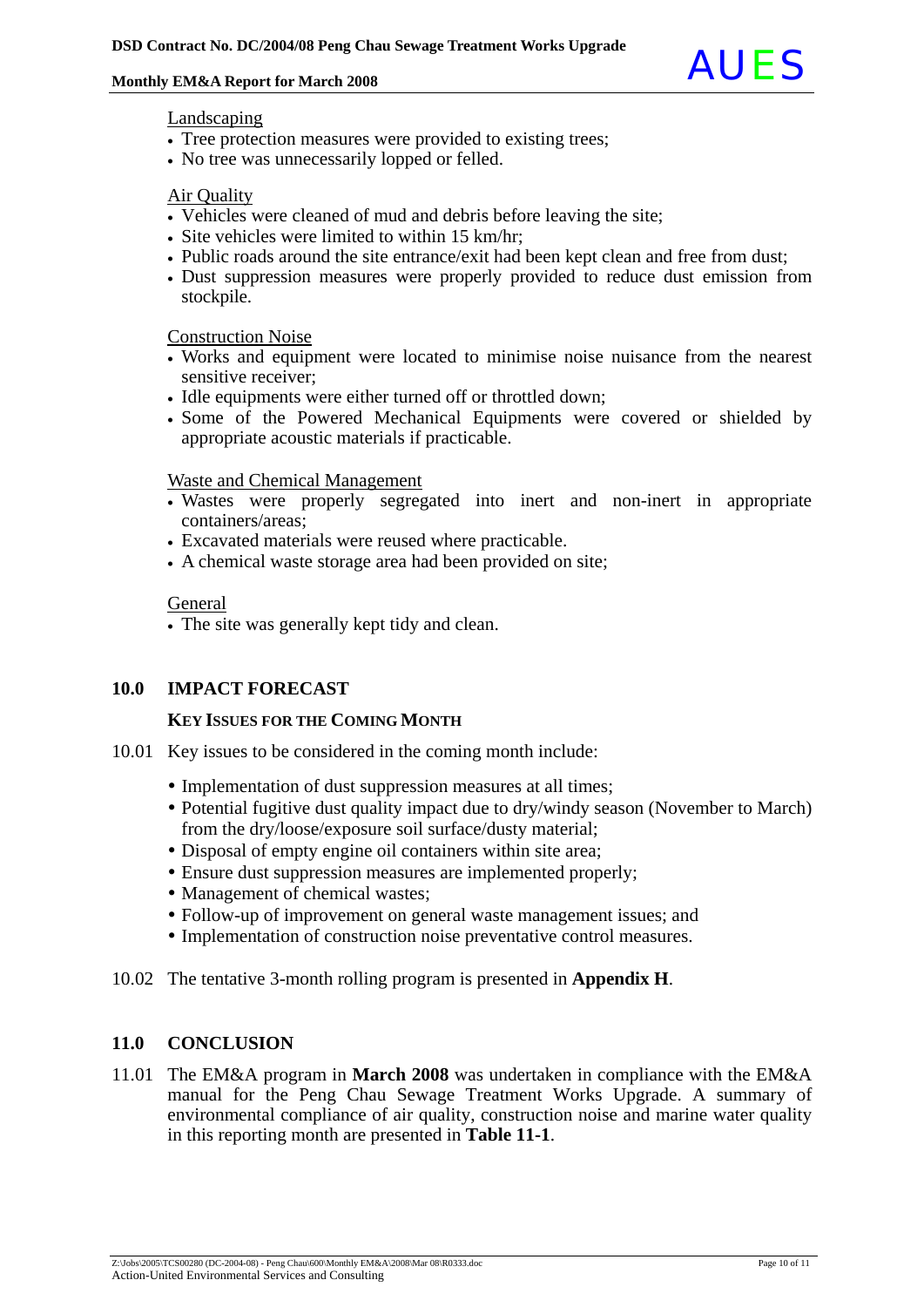Landscaping

- Tree protection measures were provided to existing trees;
- No tree was unnecessarily lopped or felled.

Air Quality

- Vehicles were cleaned of mud and debris before leaving the site;
- Site vehicles were limited to within 15 km/hr;
- Public roads around the site entrance/exit had been kept clean and free from dust;
- Dust suppression measures were properly provided to reduce dust emission from stockpile.

Construction Noise

- Works and equipment were located to minimise noise nuisance from the nearest sensitive receiver;
- Idle equipments were either turned off or throttled down;
- Some of the Powered Mechanical Equipments were covered or shielded by appropriate acoustic materials if practicable.

Waste and Chemical Management

- Wastes were properly segregated into inert and non-inert in appropriate containers/areas;
- Excavated materials were reused where practicable.
- A chemical waste storage area had been provided on site;

General

- The site was generally kept tidy and clean.

## 10.0 IMPACT FORECAST

### KEY ISSUES FOR THE COMING MONTH

10.01 Key issues to be considered in the coming month include:

- Implementation of dust suppression measures at all times;
- Potential fugitive dust quality impact due to dry/windy season (November to March) from the dry/loose/exposure soil surface/dusty material;
- Disposal of empty engine oil containers within site area;
- Ensure dust suppression measures are implemented properly;
- Management of chemical wastes;
- Follow-up of improvement on general waste management issues; and
- Implementation of construction noise preventative control measures.

10.02 The tentative 3-month rolling program is presented in **Appendix H**.

## 11.0 CONCLUSION

11.01 The EM&A program in **March 2008** was undertaken in compliance with the EM&A manual for the Peng Chau Sewage Treatment Works Upgrade. A summary of environmental compliance of air quality, construction noise and marine water quality in this reporting month are presented in **Table 11-1**.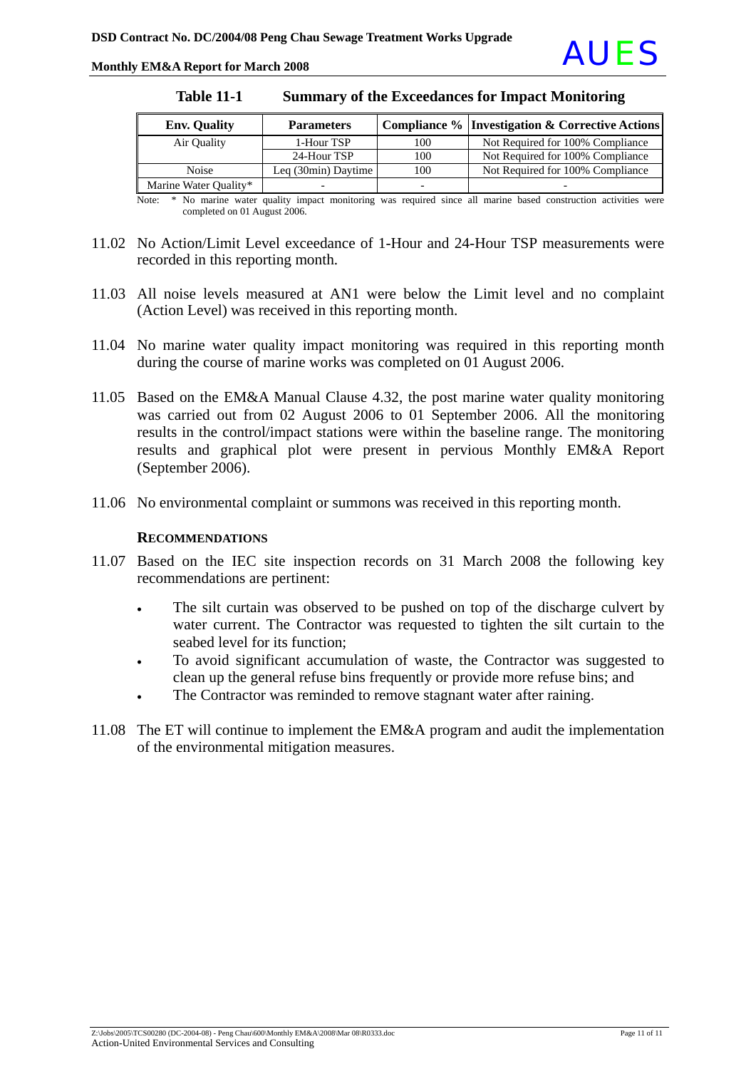**Table 11-1 Summary of the Exceedances for Impact Monitoring**

| Env. Quality | Parameters | Compliance % | Investigation & Corrective Actions |
|---|---|---|---|
| Air Quality | 1-Hour TSP | 100 | Not Required for 100% Compliance |
| | 24-Hour TSP | 100 | Not Required for 100% Compliance |
| Noise | Leq (30min) Daytime | 100 | Not Required for 100% Compliance |
| Marine Water Quality* | - | - | - |

Note: * No marine water quality impact monitoring was required since all marine based construction activities were completed on 01 August 2006.

11.02 No Action/Limit Level exceedance of 1-Hour and 24-Hour TSP measurements were recorded in this reporting month.

11.03 All noise levels measured at AN1 were below the Limit level and no complaint (Action Level) was received in this reporting month.

11.04 No marine water quality impact monitoring was required in this reporting month during the course of marine works was completed on 01 August 2006.

11.05 Based on the EM&A Manual Clause 4.32, the post marine water quality monitoring was carried out from 02 August 2006 to 01 September 2006. All the monitoring results in the control/impact stations were within the baseline range. The monitoring results and graphical plot were present in pervious Monthly EM&A Report (September 2006).

11.06 No environmental complaint or summons was received in this reporting month.

### RECOMMENDATIONS

11.07 Based on the IEC site inspection records on 31 March 2008 the following key recommendations are pertinent:

- The silt curtain was observed to be pushed on top of the discharge culvert by water current. The Contractor was requested to tighten the silt curtain to the seabed level for its function;
- To avoid significant accumulation of waste, the Contractor was suggested to clean up the general refuse bins frequently or provide more refuse bins; and
- The Contractor was reminded to remove stagnant water after raining.

11.08 The ET will continue to implement the EM&A program and audit the implementation of the environmental mitigation measures.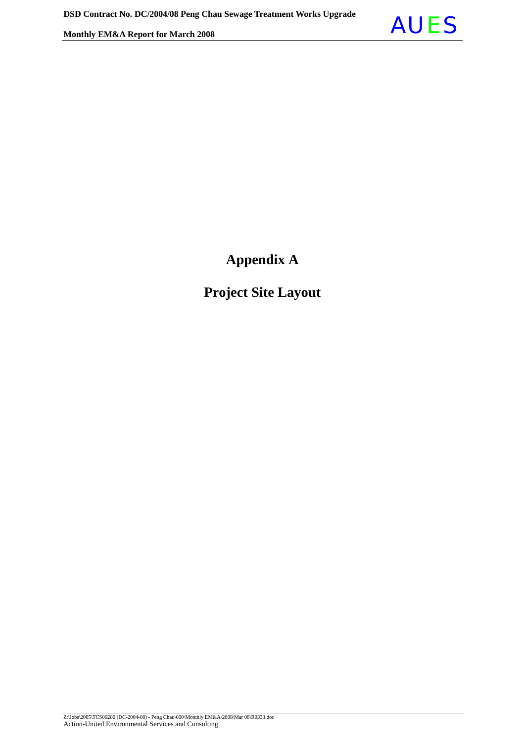# Appendix A

# Project Site Layout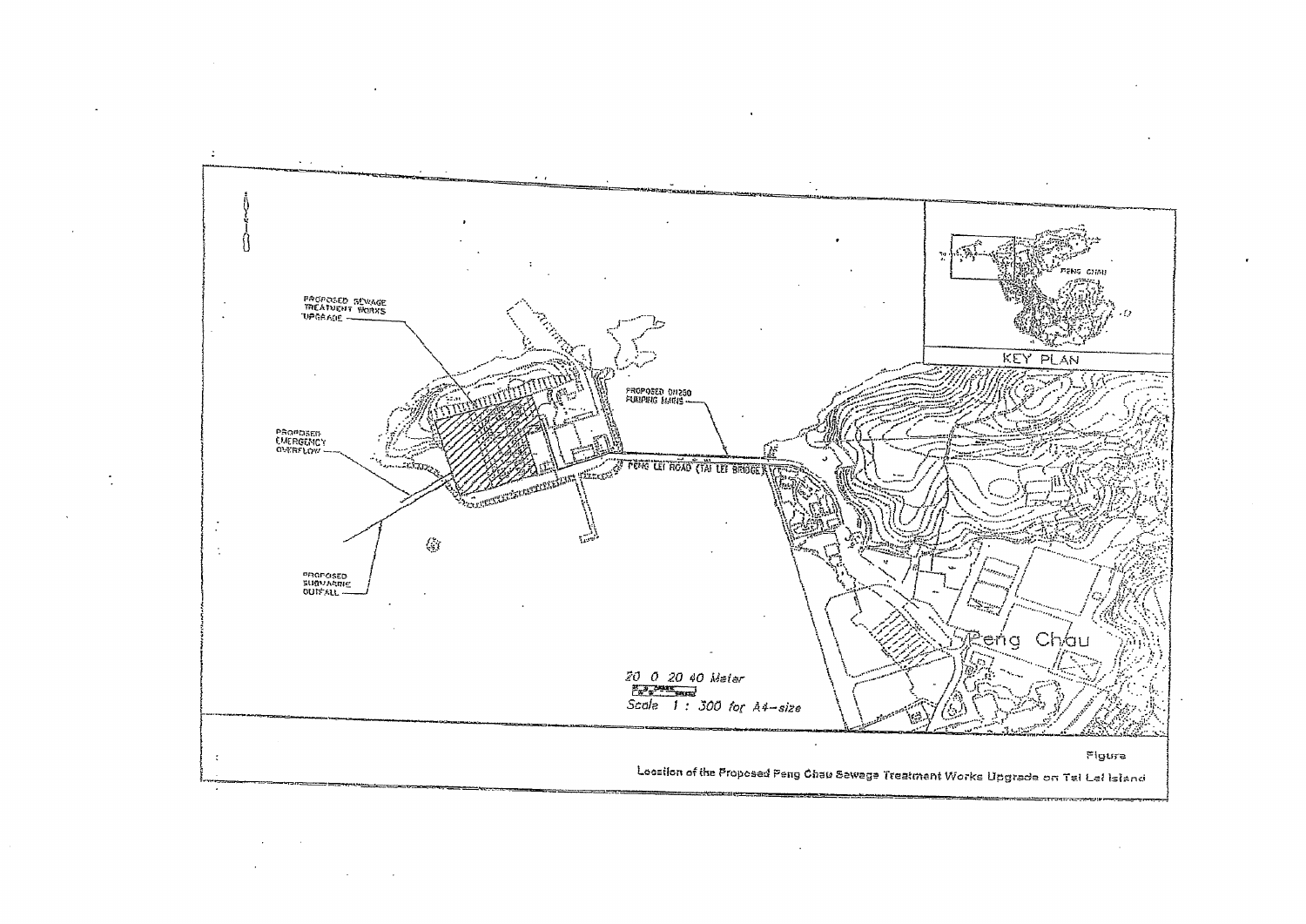PROPOSED SEWAGE TREATMENT WORKS UPGRADE

PROPOSED EMERGENCY OVERFLOW

PROPOSED SUBMARINE OUTFALL

PROPOSED DN250 PUMPING MAINS

PENG LEI ROAD (TAI LEI BRIDGE)

KEY PLAN

PENG CHAU

Peng Chau

20 0 20 40 Meter

Scale 1 : 300 for A4-size

Figure

Location of the Proposed Peng Chau Sewage Treatment Works Upgrade on Tai Lei Island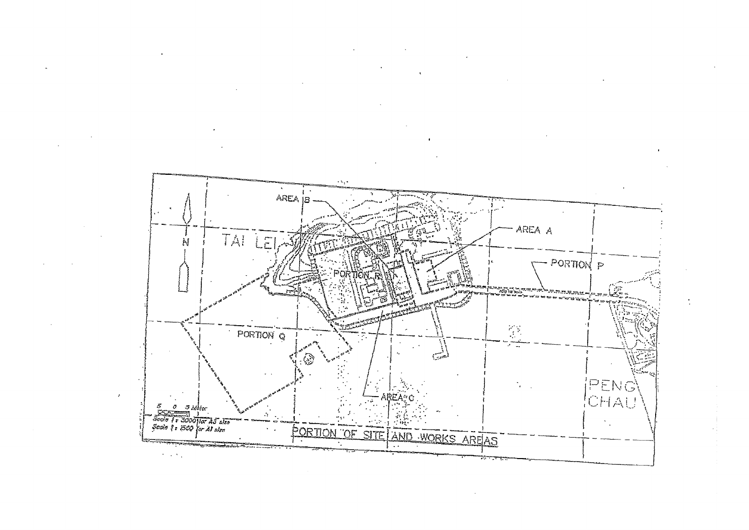AREA B

AREA A

TAI LEI

PORTION R

PORTION P

PORTION Q

AREA C

PENG CHAU

N

5 0 5 Meter

Scale 1 : 3000 for A3 size

Scale 1 : 1500 for A1 size

PORTION OF SITE AND WORKS AREAS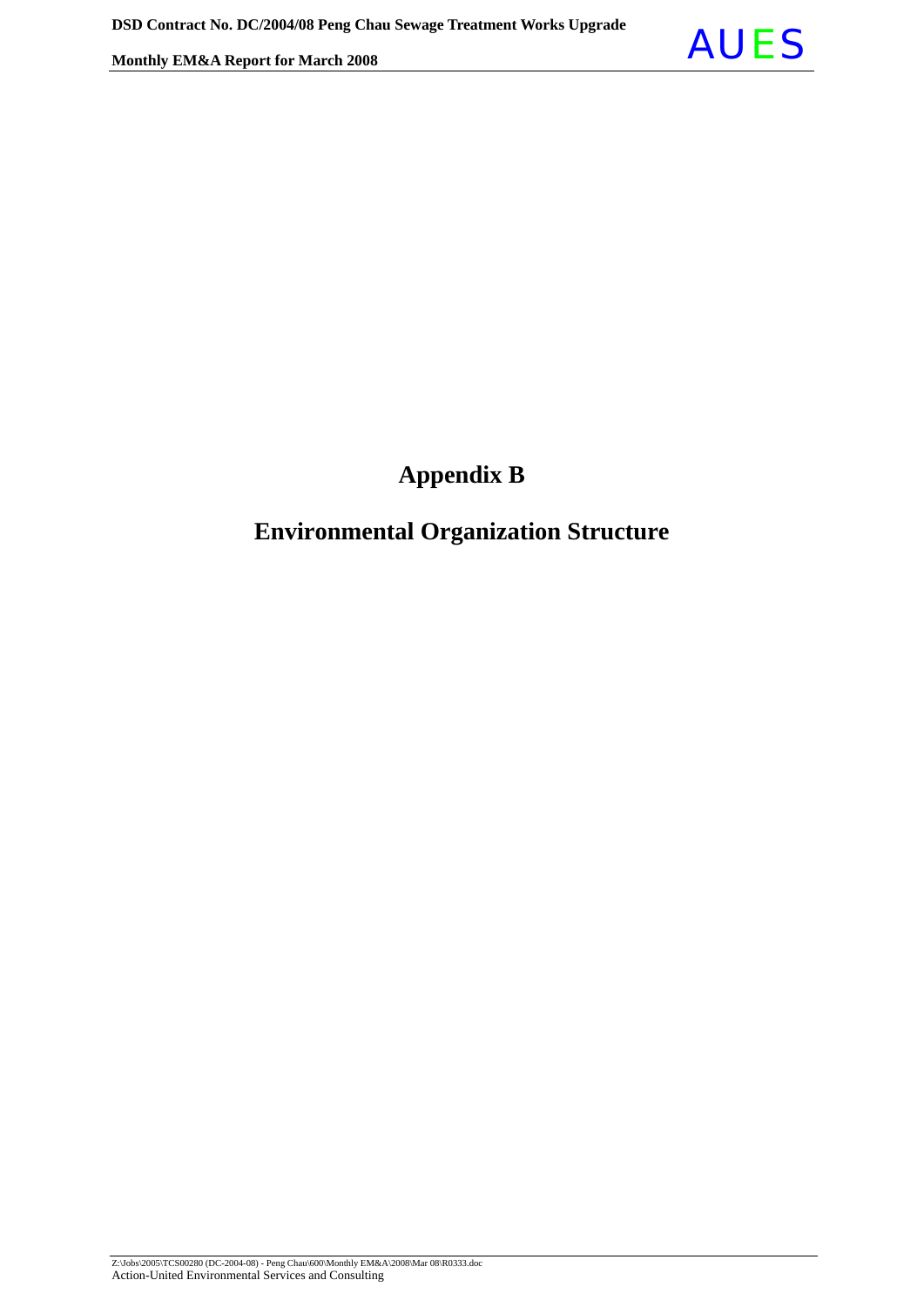# Appendix B

# Environmental Organization Structure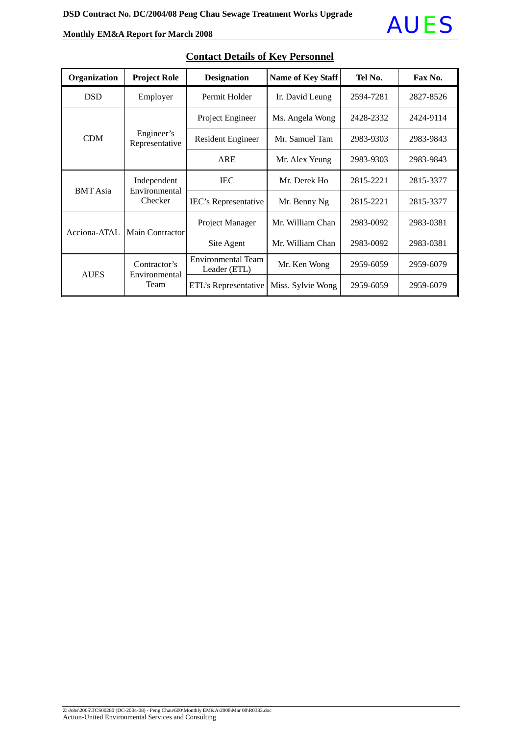## Contact Details of Key Personnel

| Organization | Project Role | Designation | Name of Key Staff | Tel No. | Fax No. |
|---|---|---|---|---|---|
| DSD | Employer | Permit Holder | Ir. David Leung | 2594-7281 | 2827-8526 |
| CDM | Engineer's Representative | Project Engineer | Ms. Angela Wong | 2428-2332 | 2424-9114 |
| | | Resident Engineer | Mr. Samuel Tam | 2983-9303 | 2983-9843 |
| | | ARE | Mr. Alex Yeung | 2983-9303 | 2983-9843 |
| BMT Asia | Independent Environmental Checker | IEC | Mr. Derek Ho | 2815-2221 | 2815-3377 |
| | | IEC's Representative | Mr. Benny Ng | 2815-2221 | 2815-3377 |
| Acciona-ATAL | Main Contractor | Project Manager | Mr. William Chan | 2983-0092 | 2983-0381 |
| | | Site Agent | Mr. William Chan | 2983-0092 | 2983-0381 |
| AUES | Contractor's Environmental Team | Environmental Team Leader (ETL) | Mr. Ken Wong | 2959-6059 | 2959-6079 |
| | | ETL's Representative | Miss. Sylvie Wong | 2959-6059 | 2959-6079 |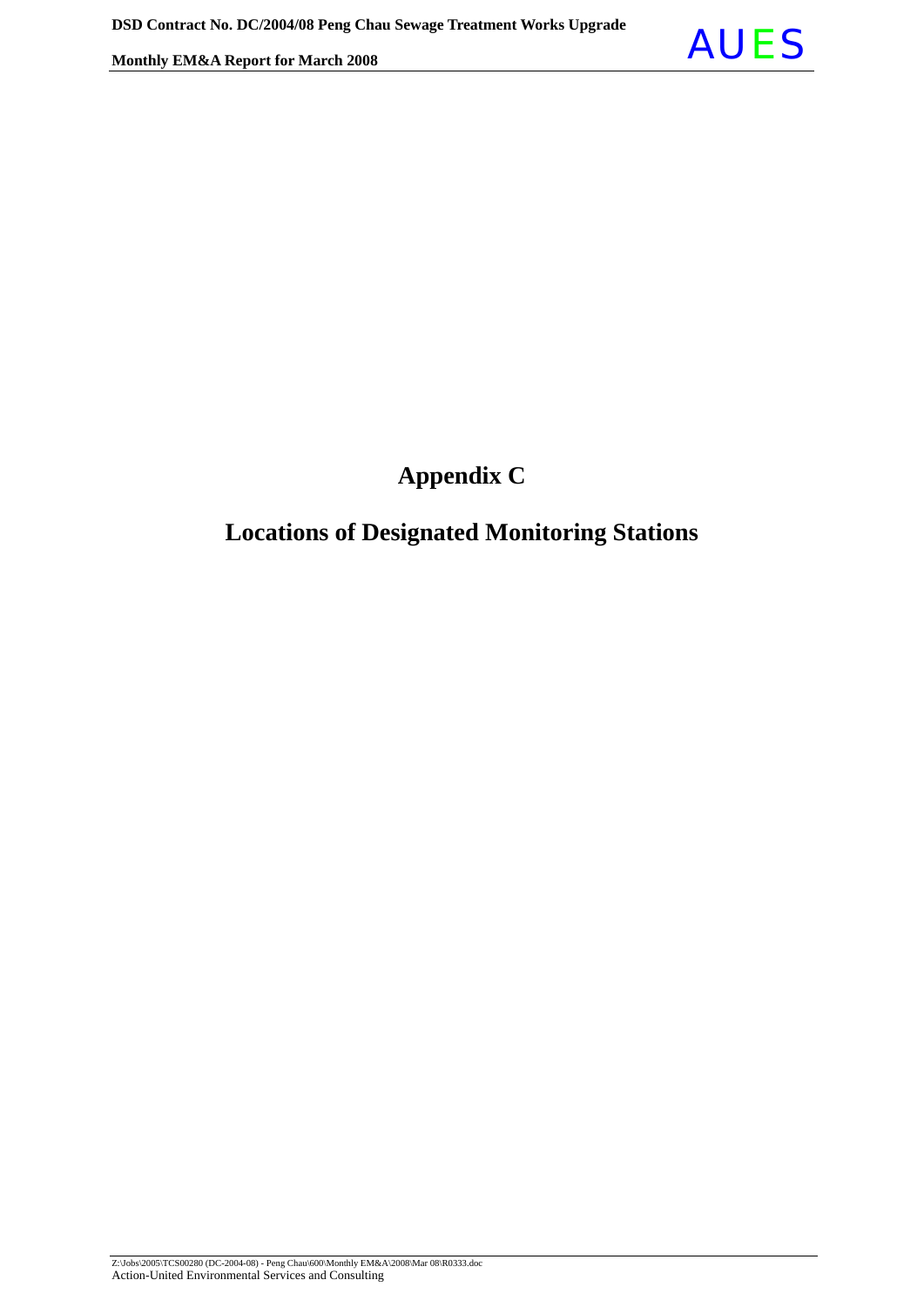# Appendix C

## Locations of Designated Monitoring Stations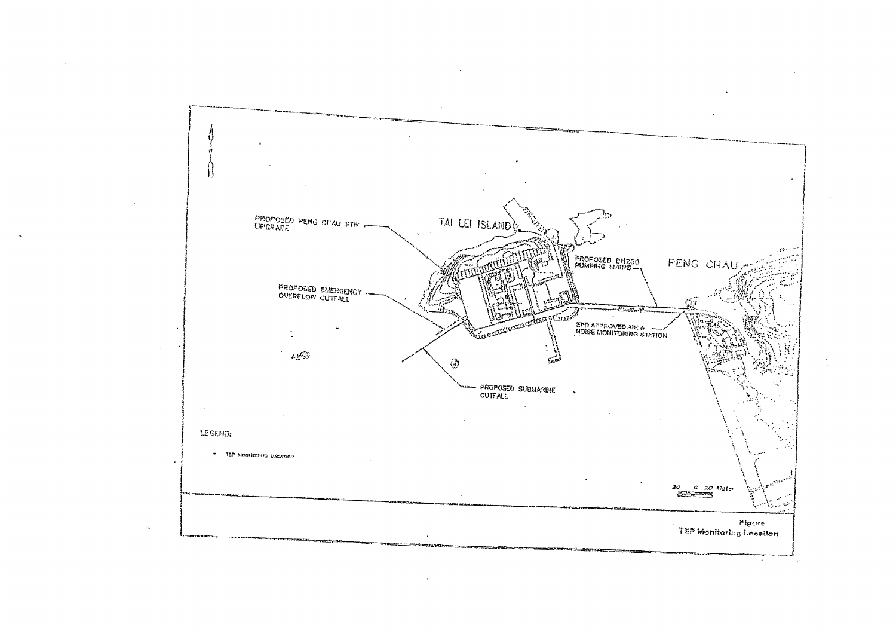PROPOSED PENG CHAU STW UPGRADE

TAI LEI ISLAND

PROPOSED DN250 PUMPING MAINS

PENG CHAU

PROPOSED EMERGENCY OVERFLOW OUTFALL

EPD-APPROVED AIR & NOISE MONITORING STATION

PROPOSED SUBMARINE OUTFALL

LEGEND:

• TSP Monitoring Location

20 0 20 Meter

Figure
TSP Monitoring Location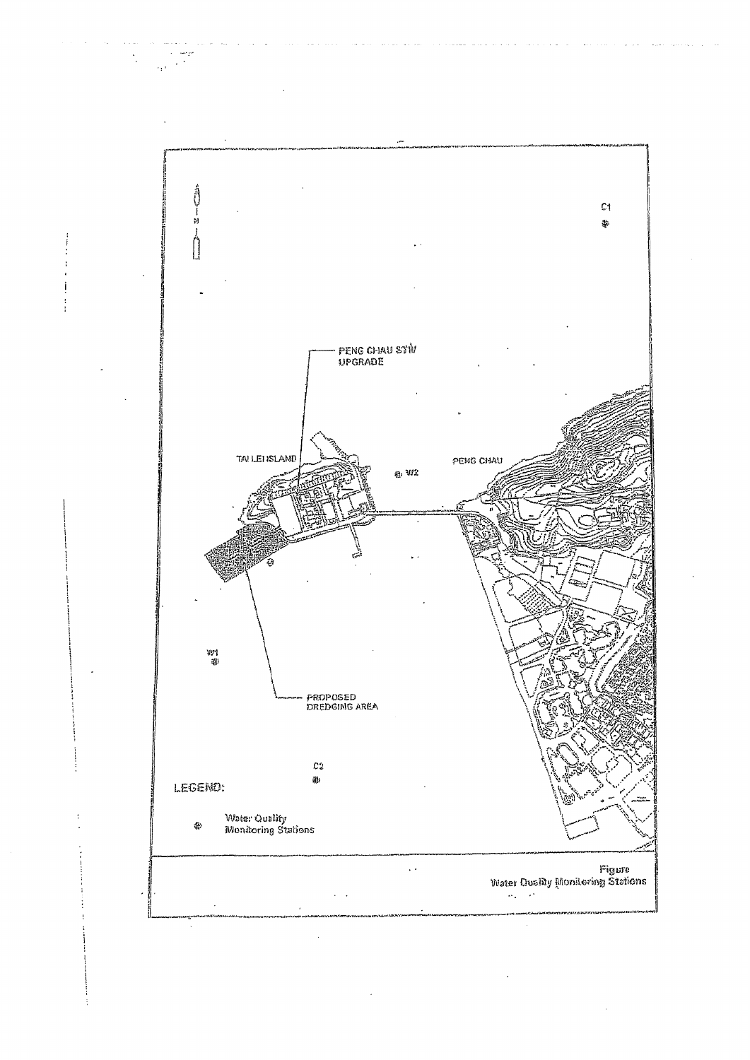N

PENG CHAU STW UPGRADE

TAI LEI ISLAND

PENG CHAU

W2

W1

C1

C2

PROPOSED DREDGING AREA

LEGEND:

Water Quality Monitoring Stations

Figure
Water Quality Monitoring Stations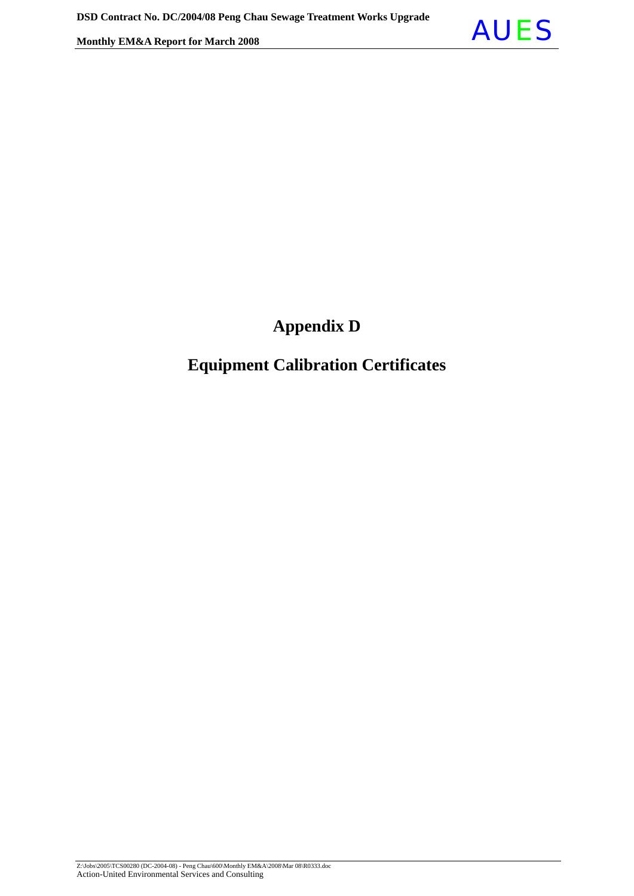# Appendix D

# Equipment Calibration Certificates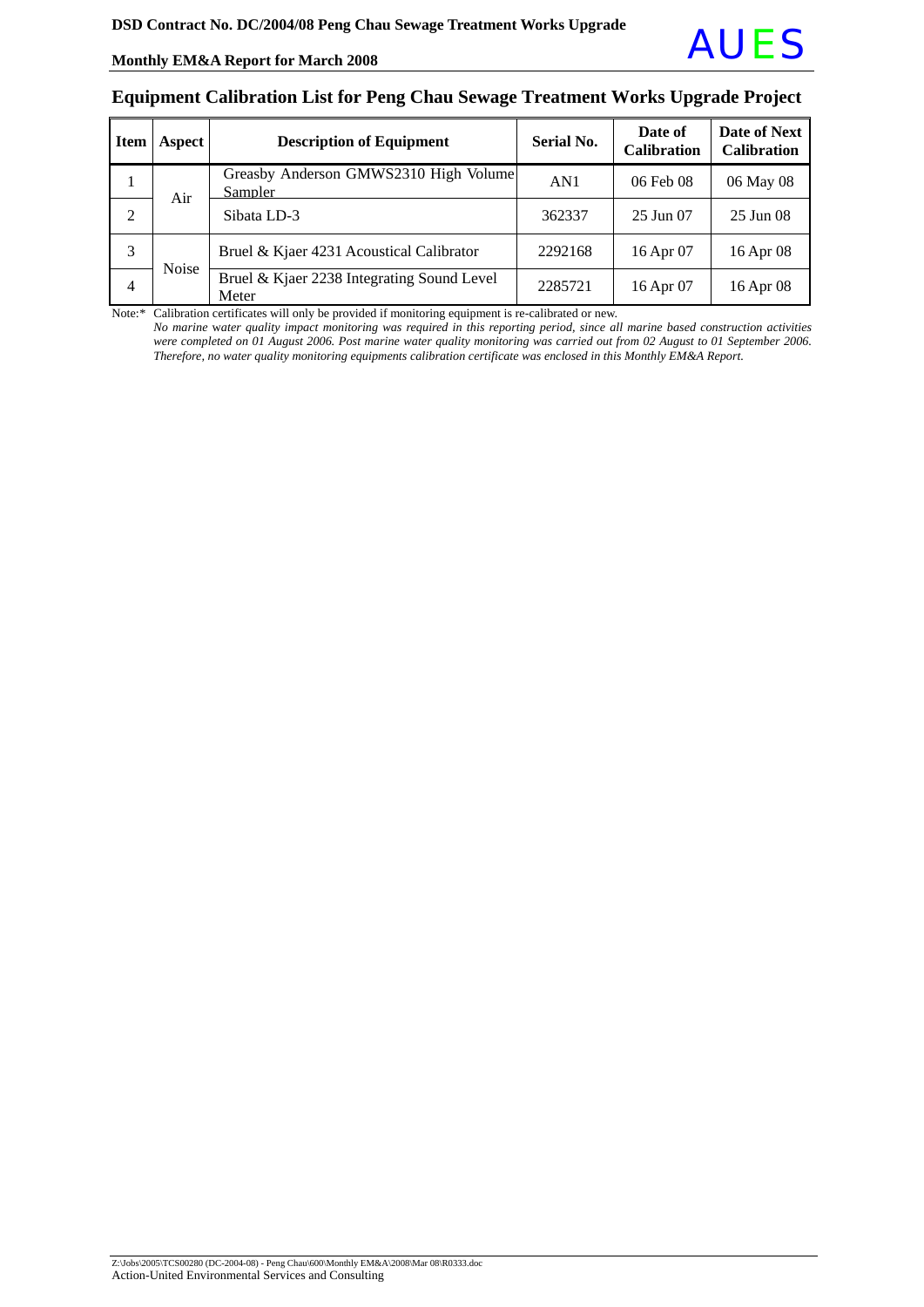## Equipment Calibration List for Peng Chau Sewage Treatment Works Upgrade Project

| Item | Aspect | Description of Equipment | Serial No. | Date of Calibration | Date of Next Calibration |
|---|---|---|---|---|---|
| 1 | Air | Greasby Anderson GMWS2310 High Volume Sampler | AN1 | 06 Feb 08 | 06 May 08 |
| 2 | | Sibata LD-3 | 362337 | 25 Jun 07 | 25 Jun 08 |
| 3 | Noise | Bruel & Kjaer 4231 Acoustical Calibrator | 2292168 | 16 Apr 07 | 16 Apr 08 |
| 4 | | Bruel & Kjaer 2238 Integrating Sound Level Meter | 2285721 | 16 Apr 07 | 16 Apr 08 |

Note:* Calibration certificates will only be provided if monitoring equipment is re-calibrated or new.

*No marine water quality impact monitoring was required in this reporting period, since all marine based construction activities were completed on 01 August 2006. Post marine water quality monitoring was carried out from 02 August to 01 September 2006. Therefore, no water quality monitoring equipments calibration certificate was enclosed in this Monthly EM&A Report.*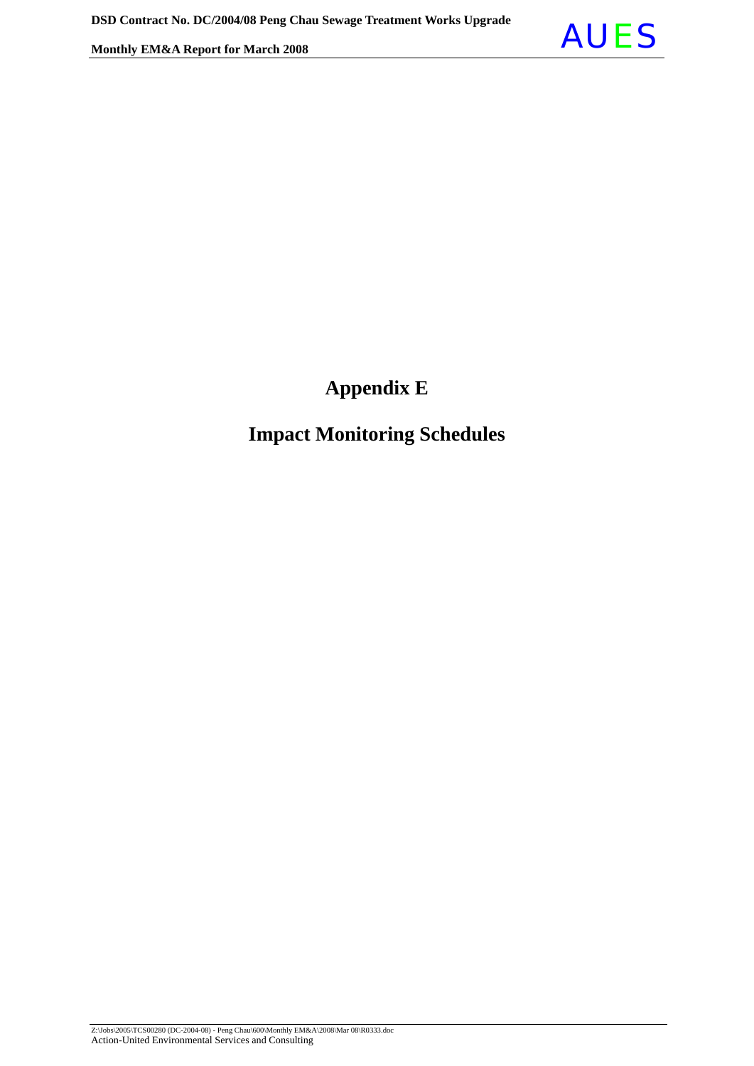# Appendix E

# Impact Monitoring Schedules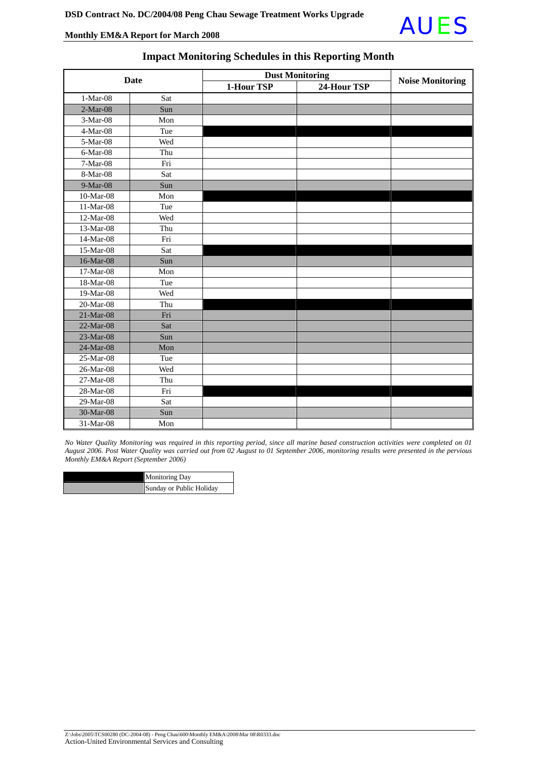## Impact Monitoring Schedules in this Reporting Month

| Date | | Dust Monitoring | | Noise Monitoring |
|---|---|---|---|---|
| | | 1-Hour TSP | 24-Hour TSP | |
| 1-Mar-08 | Sat | | | |
| 2-Mar-08 | Sun | ▒ | ▒ | ▒ |
| 3-Mar-08 | Mon | | | |
| 4-Mar-08 | Tue | ■ | ■ | ■ |
| 5-Mar-08 | Wed | | | |
| 6-Mar-08 | Thu | | | |
| 7-Mar-08 | Fri | | | |
| 8-Mar-08 | Sat | | | |
| 9-Mar-08 | Sun | ▒ | ▒ | ▒ |
| 10-Mar-08 | Mon | ■ | ■ | ■ |
| 11-Mar-08 | Tue | | | |
| 12-Mar-08 | Wed | | | |
| 13-Mar-08 | Thu | | | |
| 14-Mar-08 | Fri | | | |
| 15-Mar-08 | Sat | ■ | ■ | ■ |
| 16-Mar-08 | Sun | ▒ | ▒ | ▒ |
| 17-Mar-08 | Mon | | | |
| 18-Mar-08 | Tue | | | |
| 19-Mar-08 | Wed | | | |
| 20-Mar-08 | Thu | ■ | ■ | ■ |
| 21-Mar-08 | Fri | ▒ | ▒ | ▒ |
| 22-Mar-08 | Sat | ▒ | ▒ | ▒ |
| 23-Mar-08 | Sun | ▒ | ▒ | ▒ |
| 24-Mar-08 | Mon | ▒ | ▒ | ▒ |
| 25-Mar-08 | Tue | | | |
| 26-Mar-08 | Wed | | | |
| 27-Mar-08 | Thu | | | |
| 28-Mar-08 | Fri | ■ | ■ | ■ |
| 29-Mar-08 | Sat | | | |
| 30-Mar-08 | Sun | ▒ | ▒ | ▒ |
| 31-Mar-08 | Mon | | | |

*No Water Quality Monitoring was required in this reporting period, since all marine based construction activities were completed on 01 August 2006. Post Water Quality was carried out from 02 August to 01 September 2006, monitoring results were presented in the pervious Monthly EM&A Report (September 2006)*

| | |
|---|---|
| ■ | Monitoring Day |
| ▒ | Sunday or Public Holiday |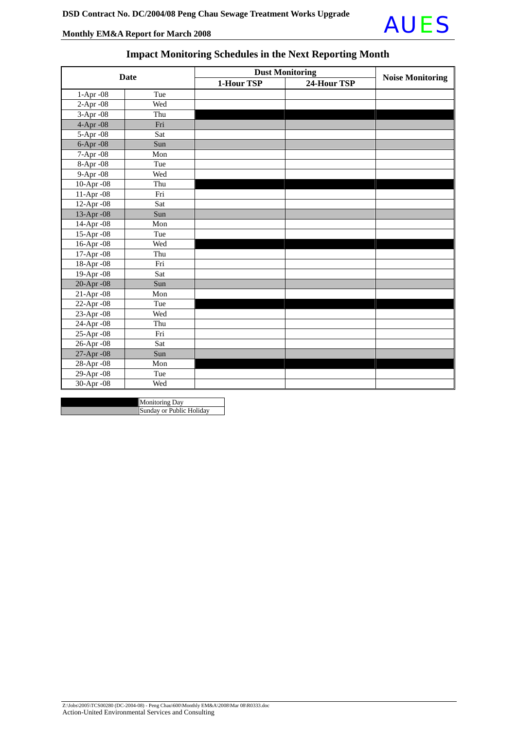## Impact Monitoring Schedules in the Next Reporting Month

| Date | | Dust Monitoring | | Noise Monitoring |
|---|---|---|---|---|
| | | 1-Hour TSP | 24-Hour TSP | |
| 1-Apr -08 | Tue | | | |
| 2-Apr -08 | Wed | | | |
| 3-Apr -08 | Thu | Monitoring Day | Monitoring Day | Monitoring Day |
| 4-Apr -08 | Fri | Sunday or Public Holiday | Sunday or Public Holiday | Sunday or Public Holiday |
| 5-Apr -08 | Sat | | | |
| 6-Apr -08 | Sun | Sunday or Public Holiday | Sunday or Public Holiday | Sunday or Public Holiday |
| 7-Apr -08 | Mon | | | |
| 8-Apr -08 | Tue | | | |
| 9-Apr -08 | Wed | | | |
| 10-Apr -08 | Thu | Monitoring Day | Monitoring Day | Monitoring Day |
| 11-Apr -08 | Fri | | | |
| 12-Apr -08 | Sat | | | |
| 13-Apr -08 | Sun | Sunday or Public Holiday | Sunday or Public Holiday | Sunday or Public Holiday |
| 14-Apr -08 | Mon | | | |
| 15-Apr -08 | Tue | | | |
| 16-Apr -08 | Wed | Monitoring Day | Monitoring Day | Monitoring Day |
| 17-Apr -08 | Thu | | | |
| 18-Apr -08 | Fri | | | |
| 19-Apr -08 | Sat | | | |
| 20-Apr -08 | Sun | Sunday or Public Holiday | Sunday or Public Holiday | Sunday or Public Holiday |
| 21-Apr -08 | Mon | | | |
| 22-Apr -08 | Tue | Monitoring Day | Monitoring Day | Monitoring Day |
| 23-Apr -08 | Wed | | | |
| 24-Apr -08 | Thu | | | |
| 25-Apr -08 | Fri | | | |
| 26-Apr -08 | Sat | | | |
| 27-Apr -08 | Sun | Sunday or Public Holiday | Sunday or Public Holiday | Sunday or Public Holiday |
| 28-Apr -08 | Mon | Monitoring Day | Monitoring Day | Monitoring Day |
| 29-Apr -08 | Tue | | | |
| 30-Apr -08 | Wed | | | |

| Legend | |
|---|---|
| (black) | Monitoring Day |
| (grey) | Sunday or Public Holiday |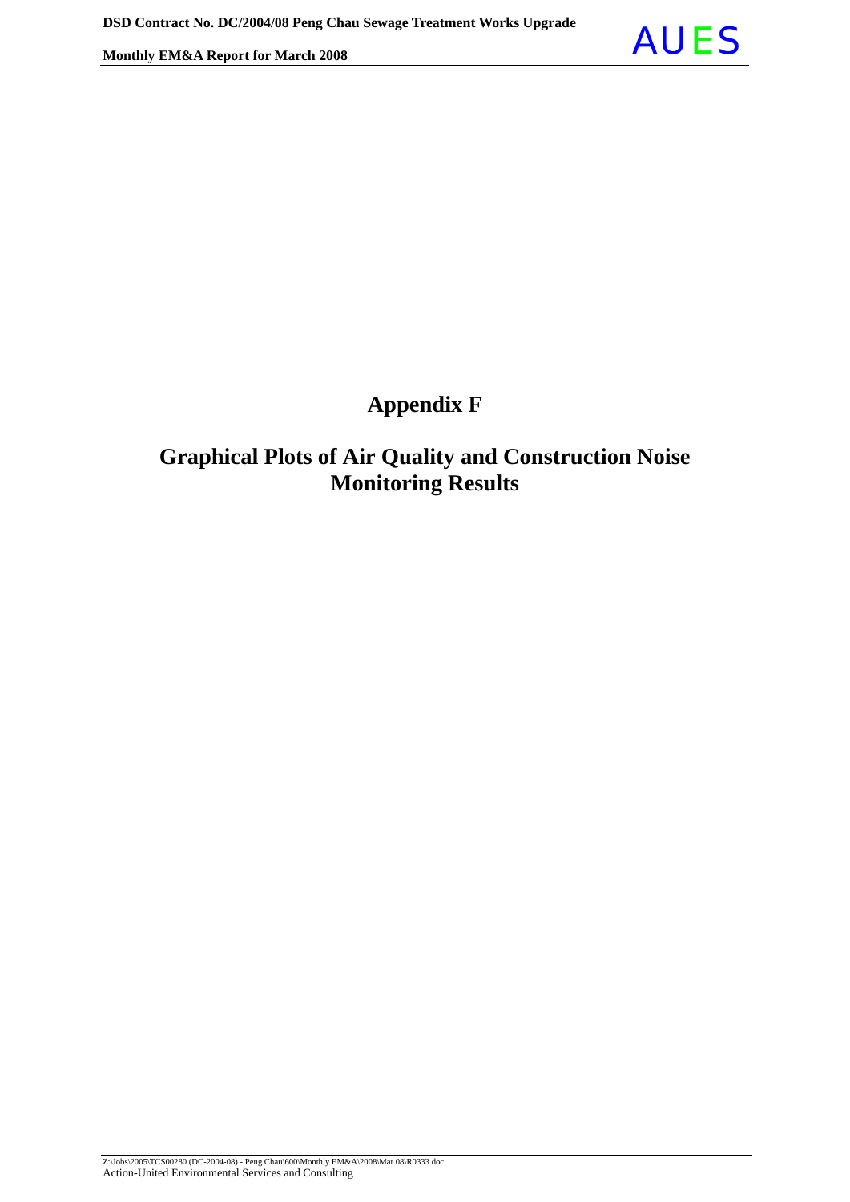# Appendix F

## Graphical Plots of Air Quality and Construction Noise Monitoring Results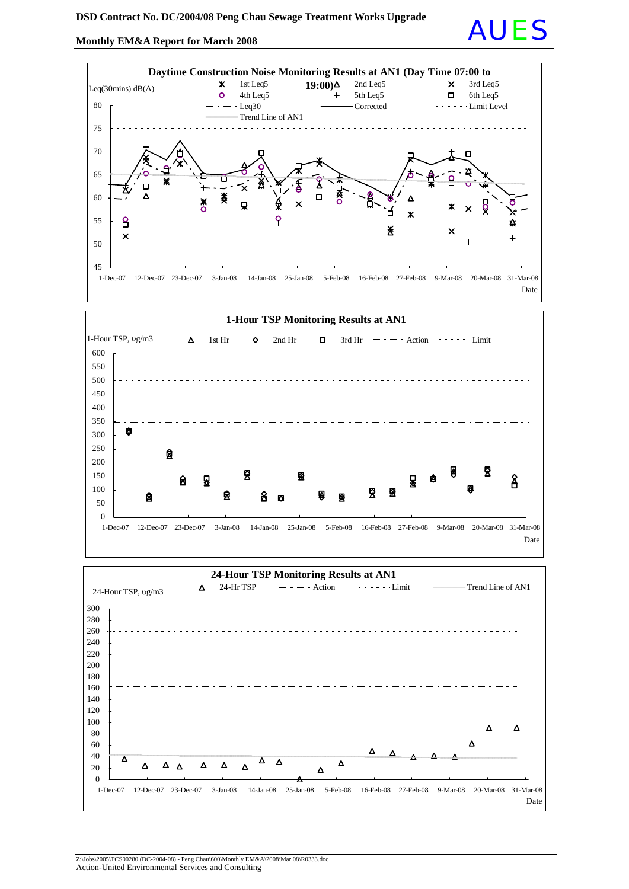**Daytime Construction Noise Monitoring Results at AN1 (Day Time 07:00 to 19:00)**

Leq(30mins) dB(A)

1st Leq5 | 2nd Leq5 | 3rd Leq5 | 4th Leq5 | 5th Leq5 | 6th Leq5 | Leq30 | Corrected | Limit Level | Trend Line of AN1

80, 75, 70, 65, 60, 55, 50, 45

1-Dec-07 | 12-Dec-07 | 23-Dec-07 | 3-Jan-08 | 14-Jan-08 | 25-Jan-08 | 5-Feb-08 | 16-Feb-08 | 27-Feb-08 | 9-Mar-08 | 20-Mar-08 | 31-Mar-08

Date

**1-Hour TSP Monitoring Results at AN1**

1-Hour TSP, ug/m3

1st Hr | 2nd Hr | 3rd Hr | Action | Limit

600, 550, 500, 450, 400, 350, 300, 250, 200, 150, 100, 50, 0

1-Dec-07 | 12-Dec-07 | 23-Dec-07 | 3-Jan-08 | 14-Jan-08 | 25-Jan-08 | 5-Feb-08 | 16-Feb-08 | 27-Feb-08 | 9-Mar-08 | 20-Mar-08 | 31-Mar-08

Date

**24-Hour TSP Monitoring Results at AN1**

24-Hour TSP, ug/m3

24-Hr TSP | Action | Limit | Trend Line of AN1

300, 280, 260, 240, 220, 200, 180, 160, 140, 120, 100, 80, 60, 40, 20, 0

1-Dec-07 | 12-Dec-07 | 23-Dec-07 | 3-Jan-08 | 14-Jan-08 | 25-Jan-08 | 5-Feb-08 | 16-Feb-08 | 27-Feb-08 | 9-Mar-08 | 20-Mar-08 | 31-Mar-08

Date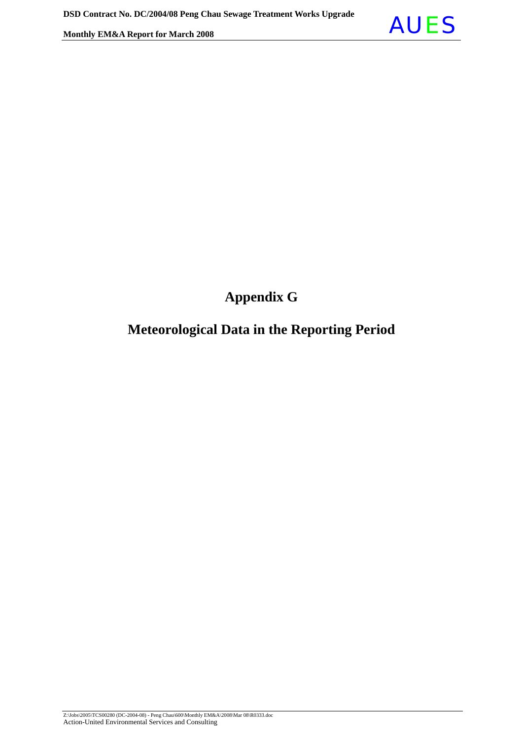# Appendix G

# Meteorological Data in the Reporting Period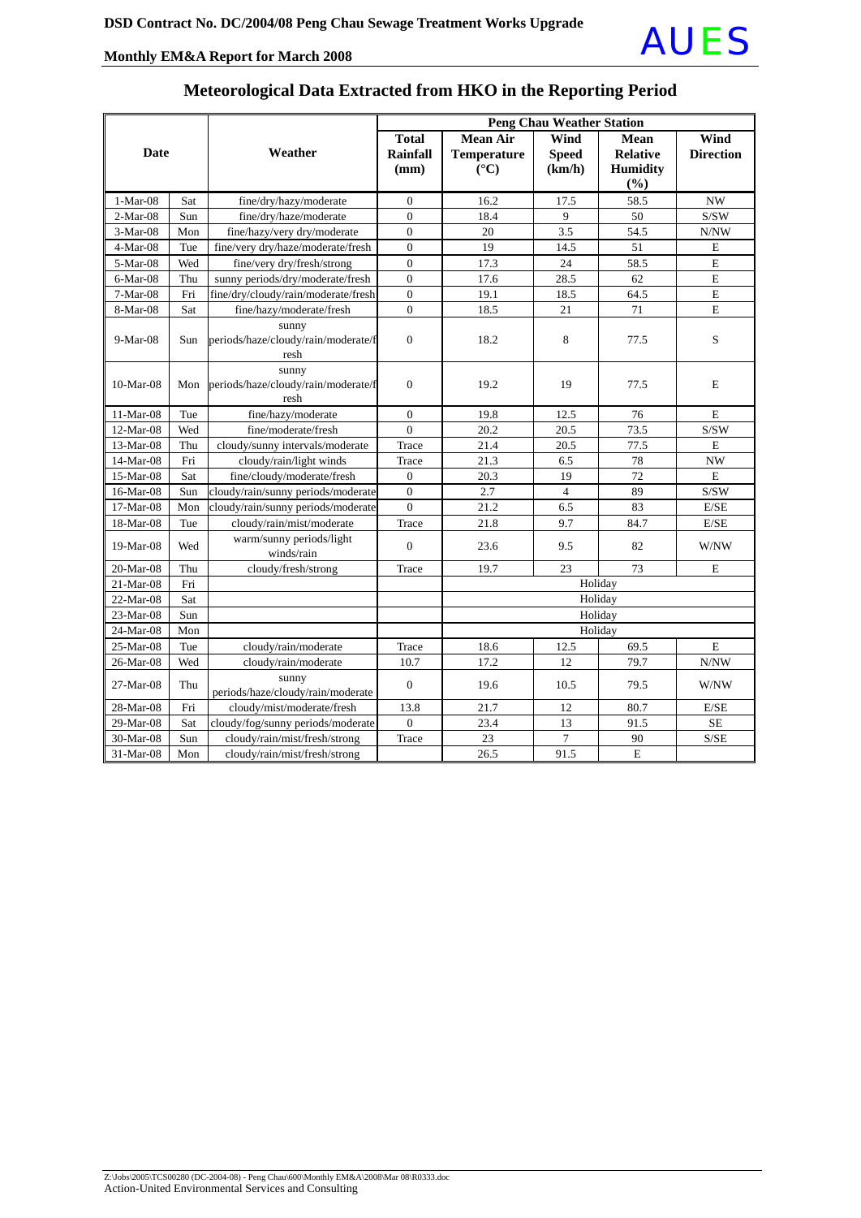## Meteorological Data Extracted from HKO in the Reporting Period

| Date | | Weather | Peng Chau Weather Station | | | | |
|---|---|---|---|---|---|---|---|
| | | | Total Rainfall (mm) | Mean Air Temperature (°C) | Wind Speed (km/h) | Mean Relative Humidity (%) | Wind Direction |
| 1-Mar-08 | Sat | fine/dry/hazy/moderate | 0 | 16.2 | 17.5 | 58.5 | NW |
| 2-Mar-08 | Sun | fine/dry/haze/moderate | 0 | 18.4 | 9 | 50 | S/SW |
| 3-Mar-08 | Mon | fine/hazy/very dry/moderate | 0 | 20 | 3.5 | 54.5 | N/NW |
| 4-Mar-08 | Tue | fine/very dry/haze/moderate/fresh | 0 | 19 | 14.5 | 51 | E |
| 5-Mar-08 | Wed | fine/very dry/fresh/strong | 0 | 17.3 | 24 | 58.5 | E |
| 6-Mar-08 | Thu | sunny periods/dry/moderate/fresh | 0 | 17.6 | 28.5 | 62 | E |
| 7-Mar-08 | Fri | fine/dry/cloudy/rain/moderate/fresh | 0 | 19.1 | 18.5 | 64.5 | E |
| 8-Mar-08 | Sat | fine/hazy/moderate/fresh | 0 | 18.5 | 21 | 71 | E |
| 9-Mar-08 | Sun | sunny periods/haze/cloudy/rain/moderate/fresh | 0 | 18.2 | 8 | 77.5 | S |
| 10-Mar-08 | Mon | sunny periods/haze/cloudy/rain/moderate/fresh | 0 | 19.2 | 19 | 77.5 | E |
| 11-Mar-08 | Tue | fine/hazy/moderate | 0 | 19.8 | 12.5 | 76 | E |
| 12-Mar-08 | Wed | fine/moderate/fresh | 0 | 20.2 | 20.5 | 73.5 | S/SW |
| 13-Mar-08 | Thu | cloudy/sunny intervals/moderate | Trace | 21.4 | 20.5 | 77.5 | E |
| 14-Mar-08 | Fri | cloudy/rain/light winds | Trace | 21.3 | 6.5 | 78 | NW |
| 15-Mar-08 | Sat | fine/cloudy/moderate/fresh | 0 | 20.3 | 19 | 72 | E |
| 16-Mar-08 | Sun | cloudy/rain/sunny periods/moderate | 0 | 2.7 | 4 | 89 | S/SW |
| 17-Mar-08 | Mon | cloudy/rain/sunny periods/moderate | 0 | 21.2 | 6.5 | 83 | E/SE |
| 18-Mar-08 | Tue | cloudy/rain/mist/moderate | Trace | 21.8 | 9.7 | 84.7 | E/SE |
| 19-Mar-08 | Wed | warm/sunny periods/light winds/rain | 0 | 23.6 | 9.5 | 82 | W/NW |
| 20-Mar-08 | Thu | cloudy/fresh/strong | Trace | 19.7 | 23 | 73 | E |
| 21-Mar-08 | Fri | | | Holiday | | | |
| 22-Mar-08 | Sat | | | Holiday | | | |
| 23-Mar-08 | Sun | | | Holiday | | | |
| 24-Mar-08 | Mon | | | Holiday | | | |
| 25-Mar-08 | Tue | cloudy/rain/moderate | Trace | 18.6 | 12.5 | 69.5 | E |
| 26-Mar-08 | Wed | cloudy/rain/moderate | 10.7 | 17.2 | 12 | 79.7 | N/NW |
| 27-Mar-08 | Thu | sunny periods/haze/cloudy/rain/moderate | 0 | 19.6 | 10.5 | 79.5 | W/NW |
| 28-Mar-08 | Fri | cloudy/mist/moderate/fresh | 13.8 | 21.7 | 12 | 80.7 | E/SE |
| 29-Mar-08 | Sat | cloudy/fog/sunny periods/moderate | 0 | 23.4 | 13 | 91.5 | SE |
| 30-Mar-08 | Sun | cloudy/rain/mist/fresh/strong | Trace | 23 | 7 | 90 | S/SE |
| 31-Mar-08 | Mon | cloudy/rain/mist/fresh/strong | | 26.5 | 91.5 | E | |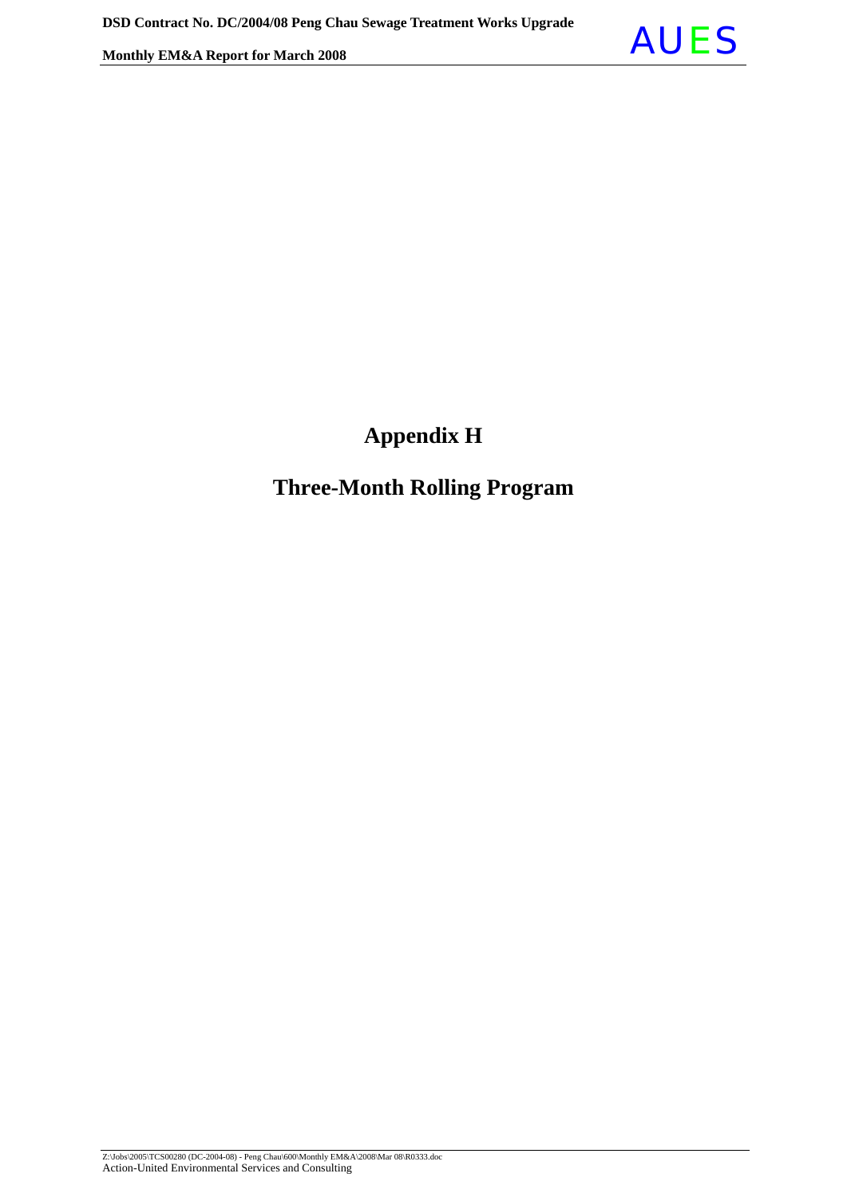# Appendix H

# Three-Month Rolling Program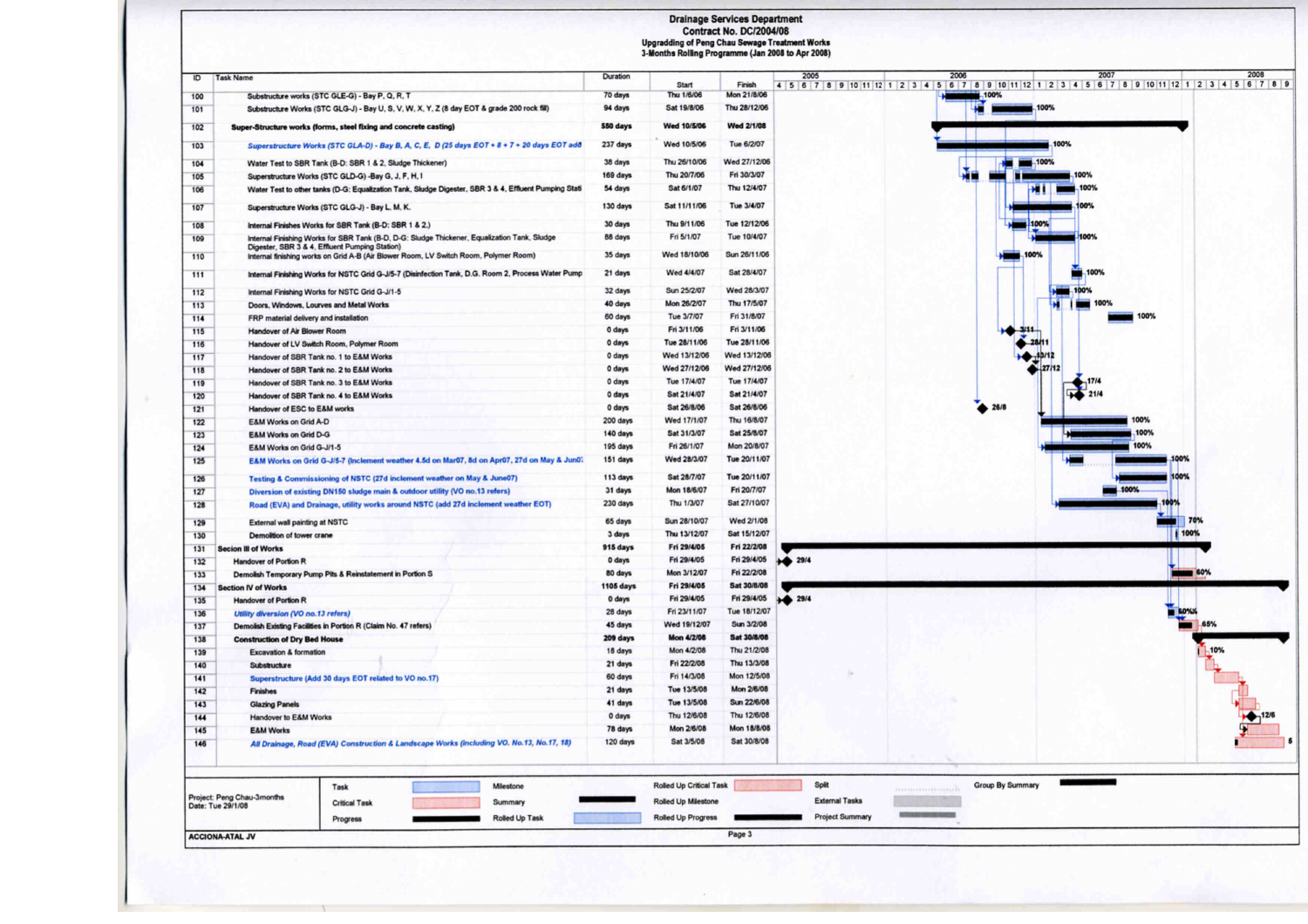**Drainage Services Department**
**Contract No. DC/2004/08**
**Upgradding of Peng Chau Sewage Treatment Works**
**3-Months Rolling Programme (Jan 2008 to Apr 2008)**

| ID | Task Name | Duration | Start | Finish |
|---|---|---|---|---|
| 100 | Substructure works (STC GLE-G) - Bay P, Q, R, T | 70 days | Thu 1/6/06 | Mon 21/8/06 |
| 101 | Substructure Works (STC GLG-J) - Bay U, S, V, W, X, Y, Z (8 day EOT & grade 200 rock fill) | 94 days | Sat 19/8/06 | Thu 28/12/06 |
| 102 | **Super-Structure works (forms, steel fixing and concrete casting)** | **550 days** | **Wed 10/5/06** | **Wed 2/1/08** |
| 103 | *Superstructure Works (STC GLA-D) - Bay B, A, C, E, D (25 days EOT + 8 + 7 + 20 days EOT add* | 237 days | Wed 10/5/06 | Tue 6/2/07 |
| 104 | Water Test to SBR Tank (B-D: SBR 1 & 2, Sludge Thickener) | 38 days | Thu 26/10/06 | Wed 27/12/06 |
| 105 | Superstructure Works (STC GLD-G) -Bay G, J, F, H, I | 169 days | Thu 20/7/06 | Fri 30/3/07 |
| 106 | Water Test to other tanks (D-G: Equalization Tank, Sludge Digester, SBR 3 & 4, Effluent Pumping Stati | 54 days | Sat 6/1/07 | Thu 12/4/07 |
| 107 | Superstructure Works (STC GLG-J) - Bay L, M, K. | 130 days | Sat 11/11/06 | Tue 3/4/07 |
| 108 | Internal Finishes Works for SBR Tank (B-D: SBR 1 & 2,) | 30 days | Thu 9/11/06 | Tue 12/12/06 |
| 109 | Internal Finishing Works for SBR Tank (B-D, D-G: Sludge Thickener, Equalization Tank, Sludge Digester, SBR 3 & 4, Effluent Pumping Station) | 88 days | Fri 5/1/07 | Tue 10/4/07 |
| 110 | Internal finishing works on Grid A-B (Air Blower Room, LV Switch Room, Polymer Room) | 35 days | Wed 18/10/06 | Sun 26/11/06 |
| 111 | Internal Finishing Works for NSTC Grid G-J/5-7 (Disinfection Tank, D.G. Room 2, Process Water Pump | 21 days | Wed 4/4/07 | Sat 28/4/07 |
| 112 | Internal Finishing Works for NSTC Grid G-J/1-5 | 32 days | Sun 25/2/07 | Wed 28/3/07 |
| 113 | Doors, Windows, Louvres and Metal Works | 40 days | Mon 26/2/07 | Thu 17/5/07 |
| 114 | FRP material delivery and installation | 60 days | Tue 3/7/07 | Fri 31/8/07 |
| 115 | Handover of Air Blower Room | 0 days | Fri 3/11/06 | Fri 3/11/06 |
| 116 | Handover of LV Switch Room, Polymer Room | 0 days | Tue 28/11/06 | Tue 28/11/06 |
| 117 | Handover of SBR Tank no. 1 to E&M Works | 0 days | Wed 13/12/06 | Wed 13/12/06 |
| 118 | Handover of SBR Tank no. 2 to E&M Works | 0 days | Wed 27/12/06 | Wed 27/12/06 |
| 119 | Handover of SBR Tank no. 3 to E&M Works | 0 days | Tue 17/4/07 | Tue 17/4/07 |
| 120 | Handover of SBR Tank no. 4 to E&M Works | 0 days | Sat 21/4/07 | Sat 21/4/07 |
| 121 | Handover of ESC to E&M works | 0 days | Sat 26/8/06 | Sat 26/8/06 |
| 122 | E&M Works on Grid A-D | 200 days | Wed 17/1/07 | Thu 16/8/07 |
| 123 | E&M Works on Grid D-G | 140 days | Sat 3/3/07 | Sat 25/8/07 |
| 124 | E&M Works on Grid G-J/1-5 | 195 days | Fri 26/1/07 | Mon 20/8/07 |
| 125 | E&M Works on Grid G-J/5-7 (Inclement weather 4.5d on Mar07, 8d on Apr07, 27d on May & Jun07 | 151 days | Wed 28/3/07 | Tue 20/11/07 |
| 126 | Testing & Commissioning of NSTC (27d inclement weather on May & June07) | 113 days | Sat 28/7/07 | Tue 20/11/07 |
| 127 | Diversion of existing DN150 sludge main & outdoor utility (VO no.13 refers) | 31 days | Mon 18/6/07 | Fri 20/7/07 |
| 128 | Road (EVA) and Drainage, utility works around NSTC (add 27d inclement weather EOT) | 230 days | Thu 1/3/07 | Sat 27/10/07 |
| 129 | External wall painting at NSTC | 65 days | Sun 28/10/07 | Wed 2/1/08 |
| 130 | Demolition of tower crane | 3 days | Thu 13/12/07 | Sat 15/12/07 |
| 131 | **Secion III of Works** | **915 days** | **Fri 29/4/05** | **Fri 22/2/08** |
| 132 | Handover of Portion R | 0 days | Fri 29/4/05 | Fri 29/4/05 |
| 133 | Demolish Temporary Pump Pits & Reinstatement in Portion S | 80 days | Mon 3/12/07 | Fri 22/2/08 |
| 134 | **Section IV of Works** | **1105 days** | **Fri 29/4/05** | **Sat 30/8/08** |
| 135 | Handover of Portion R | 0 days | Fri 29/4/05 | Fri 29/4/05 |
| 136 | *Utility diversion (VO no.13 refers)* | 28 days | Fri 23/11/07 | Tue 18/12/07 |
| 137 | Demolish Existing Facilities in Portion R (Claim No. 47 refers) | 45 days | Wed 19/12/07 | Sun 3/2/08 |
| 138 | **Construction of Dry Bed House** | **209 days** | **Mon 4/2/08** | **Sat 30/8/08** |
| 139 | Excavation & formation | 18 days | Mon 4/2/08 | Thu 21/2/08 |
| 140 | Substructure | 21 days | Fri 22/2/08 | Thu 13/3/08 |
| 141 | Superstructure (Add 30 days EOT related to VO no.17) | 60 days | Fri 14/3/08 | Mon 12/5/08 |
| 142 | Finishes | 21 days | Tue 13/5/08 | Mon 2/6/08 |
| 143 | Glazing Panels | 41 days | Tue 13/5/08 | Sun 22/6/08 |
| 144 | Handover to E&M Works | 0 days | Thu 12/6/08 | Thu 12/6/08 |
| 145 | E&M Works | 78 days | Mon 2/6/08 | Mon 18/8/08 |
| 146 | *All Drainage, Road (EVA) Construction & Landscape Works (including VO. No.13, No.17, 18)* | 120 days | Sat 3/5/08 | Sat 30/8/08 |

2005 4 5 6 7 8 9 10 11 12 | 2006 1 2 3 4 5 6 7 8 9 10 11 12 | 2007 1 2 3 4 5 6 7 8 9 10 11 12 | 2008 1 2 3 4 5 6 7 8 9

100% 100% 100% 100% 100% 100% 100% 100% 100% 100% 100% 100% 100% 100%
3/11 28/11 13/12 27/12 17/4 21/4 26/8
100% 100% 100% 100% 100% 100% 100% 70% 100%
29/4 60% 29/4 50% 65% 10% 12/6 5

Project: Peng Chau-3months
Date: Tue 29/1/08

Task | Critical Task | Progress | Milestone | Summary | Rolled Up Task | Rolled Up Critical Task | Rolled Up Milestone | Rolled Up Progress | Split | External Tasks | Project Summary | Group By Summary

ACCIONA-ATAL JV